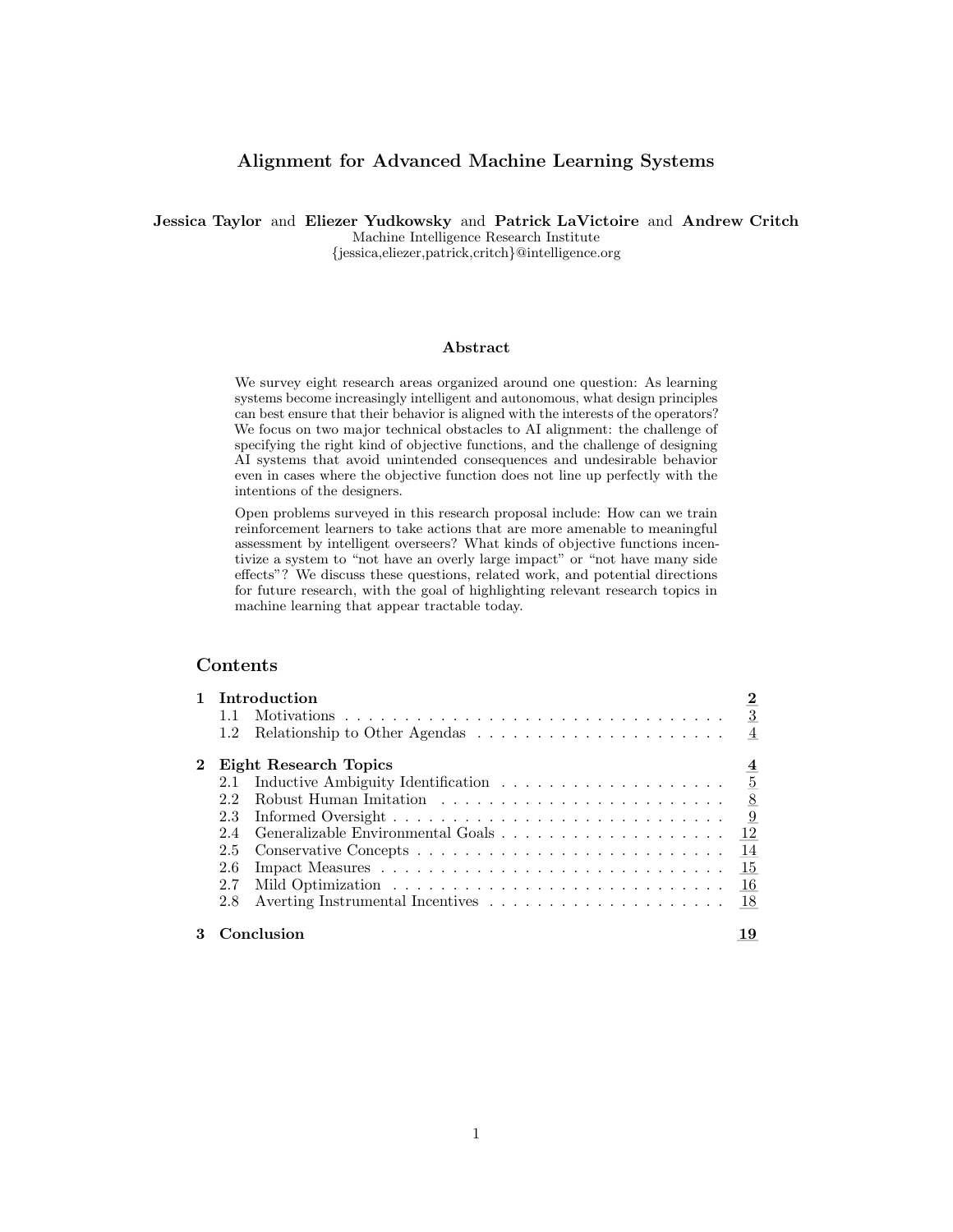# Alignment for Advanced Machine Learning Systems

**Jessica Taylor** and **Eliezer Yudkowsky** and **Patrick LaVictoire** and **Andrew Critch**
Machine Intelligence Research Institute
{jessica,eliezer,patrick,critch}@intelligence.org

### Abstract

We survey eight research areas organized around one question: As learning systems become increasingly intelligent and autonomous, what design principles can best ensure that their behavior is aligned with the interests of the operators? We focus on two major technical obstacles to AI alignment: the challenge of specifying the right kind of objective functions, and the challenge of designing AI systems that avoid unintended consequences and undesirable behavior even in cases where the objective function does not line up perfectly with the intentions of the designers.

Open problems surveyed in this research proposal include: How can we train reinforcement learners to take actions that are more amenable to meaningful assessment by intelligent overseers? What kinds of objective functions incentivize a system to "not have an overly large impact" or "not have many side effects"? We discuss these questions, related work, and potential directions for future research, with the goal of highlighting relevant research topics in machine learning that appear tractable today.

## Contents

**1 Introduction** ..... **2**
- 1.1 Motivations ..... 3
- 1.2 Relationship to Other Agendas ..... 4

**2 Eight Research Topics** ..... **4**
- 2.1 Inductive Ambiguity Identification ..... 5
- 2.2 Robust Human Imitation ..... 8
- 2.3 Informed Oversight ..... 9
- 2.4 Generalizable Environmental Goals ..... 12
- 2.5 Conservative Concepts ..... 14
- 2.6 Impact Measures ..... 15
- 2.7 Mild Optimization ..... 16
- 2.8 Averting Instrumental Incentives ..... 18

**3 Conclusion** ..... **19**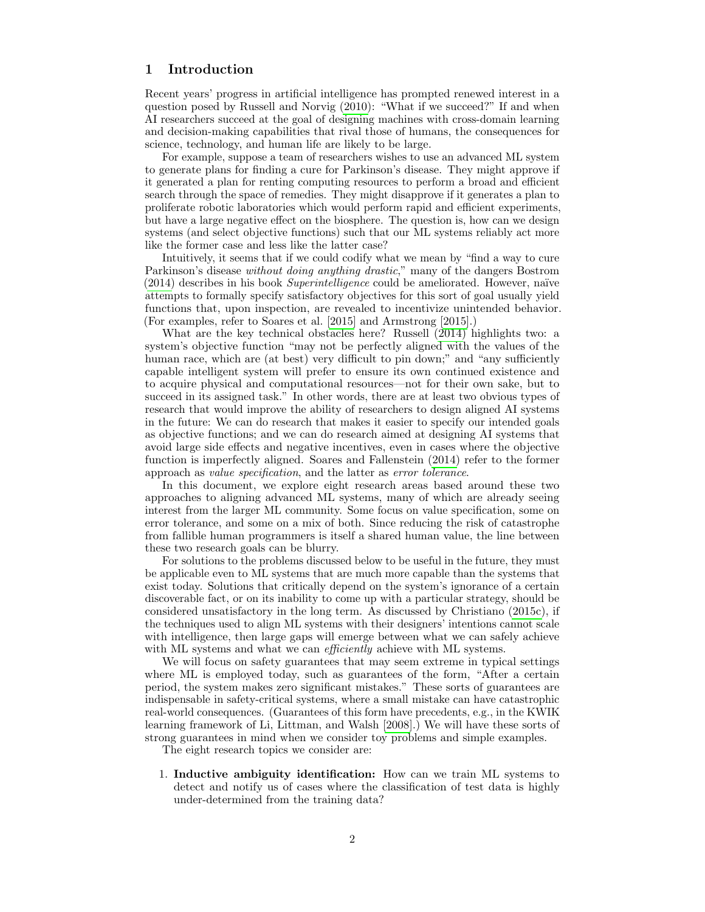# 1 Introduction

Recent years' progress in artificial intelligence has prompted renewed interest in a question posed by Russell and Norvig (2010): "What if we succeed?" If and when AI researchers succeed at the goal of designing machines with cross-domain learning and decision-making capabilities that rival those of humans, the consequences for science, technology, and human life are likely to be large.

For example, suppose a team of researchers wishes to use an advanced ML system to generate plans for finding a cure for Parkinson's disease. They might approve if it generated a plan for renting computing resources to perform a broad and efficient search through the space of remedies. They might disapprove if it generates a plan to proliferate robotic laboratories which would perform rapid and efficient experiments, but have a large negative effect on the biosphere. The question is, how can we design systems (and select objective functions) such that our ML systems reliably act more like the former case and less like the latter case?

Intuitively, it seems that if we could codify what we mean by "find a way to cure Parkinson's disease *without doing anything drastic*," many of the dangers Bostrom (2014) describes in his book *Superintelligence* could be ameliorated. However, naïve attempts to formally specify satisfactory objectives for this sort of goal usually yield functions that, upon inspection, are revealed to incentivize unintended behavior. (For examples, refer to Soares et al. [2015] and Armstrong [2015].)

What are the key technical obstacles here? Russell (2014) highlights two: a system's objective function "may not be perfectly aligned with the values of the human race, which are (at best) very difficult to pin down;" and "any sufficiently capable intelligent system will prefer to ensure its own continued existence and to acquire physical and computational resources—not for their own sake, but to succeed in its assigned task." In other words, there are at least two obvious types of research that would improve the ability of researchers to design aligned AI systems in the future: We can do research that makes it easier to specify our intended goals as objective functions; and we can do research aimed at designing AI systems that avoid large side effects and negative incentives, even in cases where the objective function is imperfectly aligned. Soares and Fallenstein (2014) refer to the former approach as *value specification*, and the latter as *error tolerance*.

In this document, we explore eight research areas based around these two approaches to aligning advanced ML systems, many of which are already seeing interest from the larger ML community. Some focus on value specification, some on error tolerance, and some on a mix of both. Since reducing the risk of catastrophe from fallible human programmers is itself a shared human value, the line between these two research goals can be blurry.

For solutions to the problems discussed below to be useful in the future, they must be applicable even to ML systems that are much more capable than the systems that exist today. Solutions that critically depend on the system's ignorance of a certain discoverable fact, or on its inability to come up with a particular strategy, should be considered unsatisfactory in the long term. As discussed by Christiano (2015c), if the techniques used to align ML systems with their designers' intentions cannot scale with intelligence, then large gaps will emerge between what we can safely achieve with ML systems and what we can *efficiently* achieve with ML systems.

We will focus on safety guarantees that may seem extreme in typical settings where ML is employed today, such as guarantees of the form, "After a certain period, the system makes zero significant mistakes." These sorts of guarantees are indispensable in safety-critical systems, where a small mistake can have catastrophic real-world consequences. (Guarantees of this form have precedents, e.g., in the KWIK learning framework of Li, Littman, and Walsh [2008].) We will have these sorts of strong guarantees in mind when we consider toy problems and simple examples.

The eight research topics we consider are:

1. **Inductive ambiguity identification:** How can we train ML systems to detect and notify us of cases where the classification of test data is highly under-determined from the training data?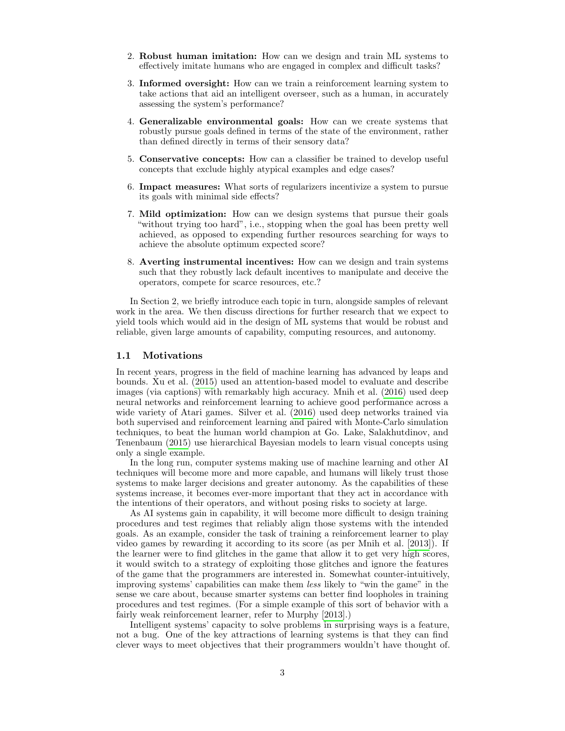2. **Robust human imitation:** How can we design and train ML systems to effectively imitate humans who are engaged in complex and difficult tasks?
3. **Informed oversight:** How can we train a reinforcement learning system to take actions that aid an intelligent overseer, such as a human, in accurately assessing the system's performance?
4. **Generalizable environmental goals:** How can we create systems that robustly pursue goals defined in terms of the state of the environment, rather than defined directly in terms of their sensory data?
5. **Conservative concepts:** How can a classifier be trained to develop useful concepts that exclude highly atypical examples and edge cases?
6. **Impact measures:** What sorts of regularizers incentivize a system to pursue its goals with minimal side effects?
7. **Mild optimization:** How can we design systems that pursue their goals "without trying too hard", i.e., stopping when the goal has been pretty well achieved, as opposed to expending further resources searching for ways to achieve the absolute optimum expected score?
8. **Averting instrumental incentives:** How can we design and train systems such that they robustly lack default incentives to manipulate and deceive the operators, compete for scarce resources, etc.?

In Section 2, we briefly introduce each topic in turn, alongside samples of relevant work in the area. We then discuss directions for further research that we expect to yield tools which would aid in the design of ML systems that would be robust and reliable, given large amounts of capability, computing resources, and autonomy.

### 1.1 Motivations

In recent years, progress in the field of machine learning has advanced by leaps and bounds. Xu et al. (2015) used an attention-based model to evaluate and describe images (via captions) with remarkably high accuracy. Mnih et al. (2016) used deep neural networks and reinforcement learning to achieve good performance across a wide variety of Atari games. Silver et al. (2016) used deep networks trained via both supervised and reinforcement learning and paired with Monte-Carlo simulation techniques, to beat the human world champion at Go. Lake, Salakhutdinov, and Tenenbaum (2015) use hierarchical Bayesian models to learn visual concepts using only a single example.

In the long run, computer systems making use of machine learning and other AI techniques will become more and more capable, and humans will likely trust those systems to make larger decisions and greater autonomy. As the capabilities of these systems increase, it becomes ever-more important that they act in accordance with the intentions of their operators, and without posing risks to society at large.

As AI systems gain in capability, it will become more difficult to design training procedures and test regimes that reliably align those systems with the intended goals. As an example, consider the task of training a reinforcement learner to play video games by rewarding it according to its score (as per Mnih et al. [2013]). If the learner were to find glitches in the game that allow it to get very high scores, it would switch to a strategy of exploiting those glitches and ignore the features of the game that the programmers are interested in. Somewhat counter-intuitively, improving systems' capabilities can make them *less* likely to "win the game" in the sense we care about, because smarter systems can better find loopholes in training procedures and test regimes. (For a simple example of this sort of behavior with a fairly weak reinforcement learner, refer to Murphy [2013].)

Intelligent systems' capacity to solve problems in surprising ways is a feature, not a bug. One of the key attractions of learning systems is that they can find clever ways to meet objectives that their programmers wouldn't have thought of.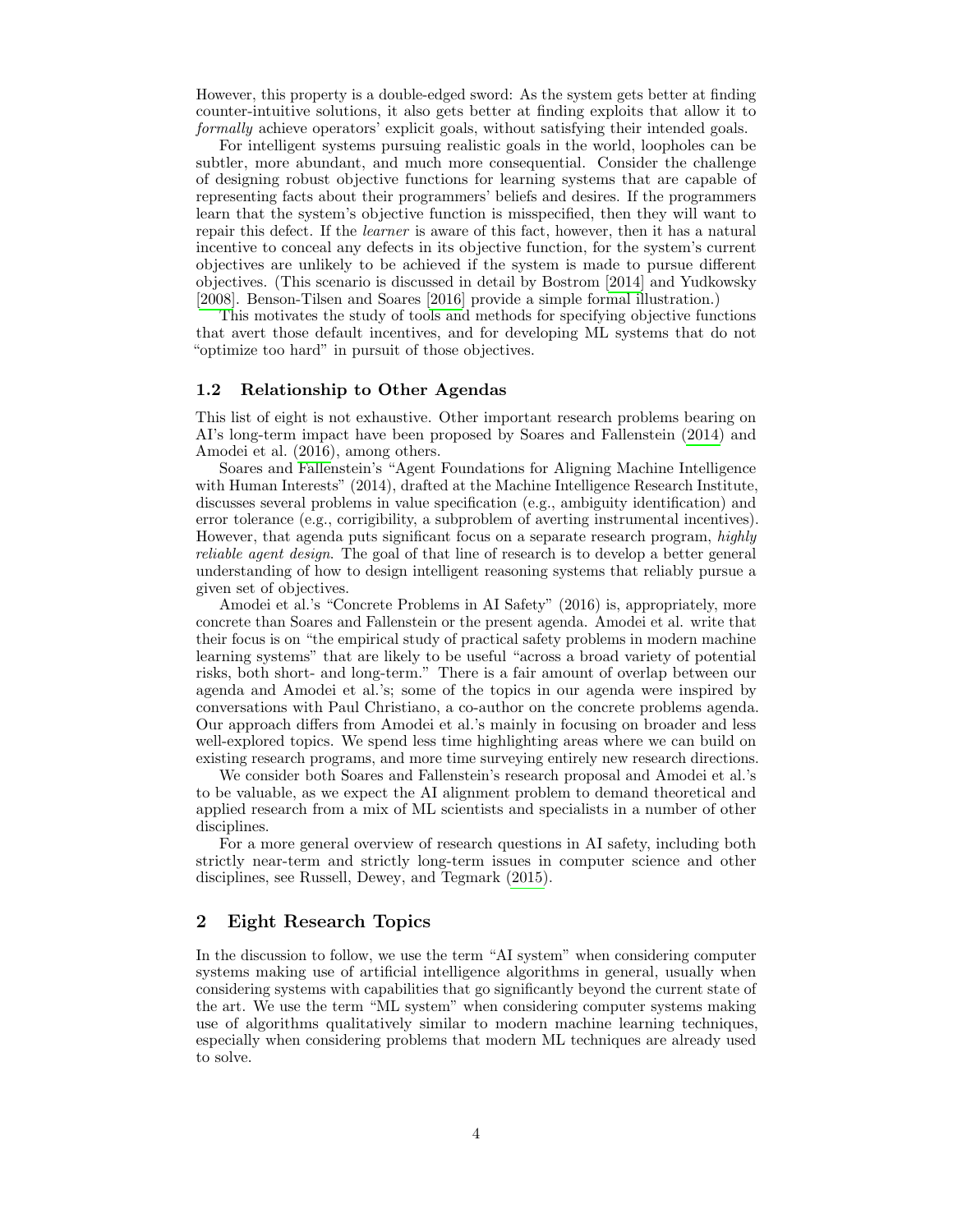However, this property is a double-edged sword: As the system gets better at finding counter-intuitive solutions, it also gets better at finding exploits that allow it to *formally* achieve operators' explicit goals, without satisfying their intended goals.

For intelligent systems pursuing realistic goals in the world, loopholes can be subtler, more abundant, and much more consequential. Consider the challenge of designing robust objective functions for learning systems that are capable of representing facts about their programmers' beliefs and desires. If the programmers learn that the system's objective function is misspecified, then they will want to repair this defect. If the *learner* is aware of this fact, however, then it has a natural incentive to conceal any defects in its objective function, for the system's current objectives are unlikely to be achieved if the system is made to pursue different objectives. (This scenario is discussed in detail by Bostrom [2014] and Yudkowsky [2008]. Benson-Tilsen and Soares [2016] provide a simple formal illustration.)

This motivates the study of tools and methods for specifying objective functions that avert those default incentives, and for developing ML systems that do not "optimize too hard" in pursuit of those objectives.

### 1.2 Relationship to Other Agendas

This list of eight is not exhaustive. Other important research problems bearing on AI's long-term impact have been proposed by Soares and Fallenstein (2014) and Amodei et al. (2016), among others.

Soares and Fallenstein's "Agent Foundations for Aligning Machine Intelligence with Human Interests" (2014), drafted at the Machine Intelligence Research Institute, discusses several problems in value specification (e.g., ambiguity identification) and error tolerance (e.g., corrigibility, a subproblem of averting instrumental incentives). However, that agenda puts significant focus on a separate research program, *highly reliable agent design*. The goal of that line of research is to develop a better general understanding of how to design intelligent reasoning systems that reliably pursue a given set of objectives.

Amodei et al.'s "Concrete Problems in AI Safety" (2016) is, appropriately, more concrete than Soares and Fallenstein or the present agenda. Amodei et al. write that their focus is on "the empirical study of practical safety problems in modern machine learning systems" that are likely to be useful "across a broad variety of potential risks, both short- and long-term." There is a fair amount of overlap between our agenda and Amodei et al.'s; some of the topics in our agenda were inspired by conversations with Paul Christiano, a co-author on the concrete problems agenda. Our approach differs from Amodei et al.'s mainly in focusing on broader and less well-explored topics. We spend less time highlighting areas where we can build on existing research programs, and more time surveying entirely new research directions.

We consider both Soares and Fallenstein's research proposal and Amodei et al.'s to be valuable, as we expect the AI alignment problem to demand theoretical and applied research from a mix of ML scientists and specialists in a number of other disciplines.

For a more general overview of research questions in AI safety, including both strictly near-term and strictly long-term issues in computer science and other disciplines, see Russell, Dewey, and Tegmark (2015).

## 2 Eight Research Topics

In the discussion to follow, we use the term "AI system" when considering computer systems making use of artificial intelligence algorithms in general, usually when considering systems with capabilities that go significantly beyond the current state of the art. We use the term "ML system" when considering computer systems making use of algorithms qualitatively similar to modern machine learning techniques, especially when considering problems that modern ML techniques are already used to solve.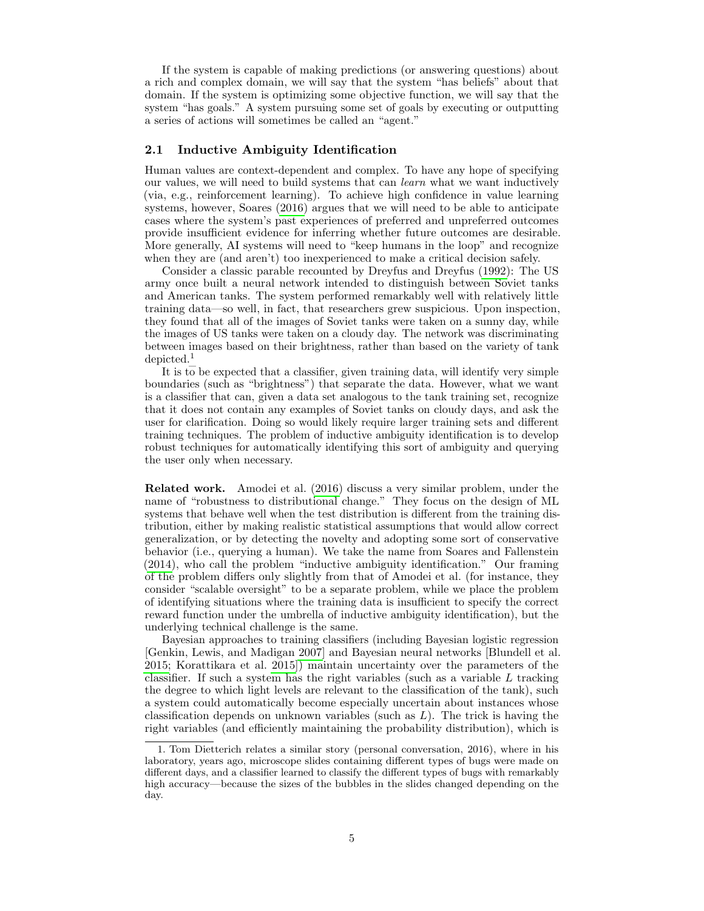If the system is capable of making predictions (or answering questions) about a rich and complex domain, we will say that the system "has beliefs" about that domain. If the system is optimizing some objective function, we will say that the system "has goals." A system pursuing some set of goals by executing or outputting a series of actions will sometimes be called an "agent."

### 2.1 Inductive Ambiguity Identification

Human values are context-dependent and complex. To have any hope of specifying our values, we will need to build systems that can *learn* what we want inductively (via, e.g., reinforcement learning). To achieve high confidence in value learning systems, however, Soares (2016) argues that we will need to be able to anticipate cases where the system's past experiences of preferred and unpreferred outcomes provide insufficient evidence for inferring whether future outcomes are desirable. More generally, AI systems will need to "keep humans in the loop" and recognize when they are (and aren't) too inexperienced to make a critical decision safely.

Consider a classic parable recounted by Dreyfus and Dreyfus (1992): The US army once built a neural network intended to distinguish between Soviet tanks and American tanks. The system performed remarkably well with relatively little training data—so well, in fact, that researchers grew suspicious. Upon inspection, they found that all of the images of Soviet tanks were taken on a sunny day, while the images of US tanks were taken on a cloudy day. The network was discriminating between images based on their brightness, rather than based on the variety of tank depicted.[1]

It is to be expected that a classifier, given training data, will identify very simple boundaries (such as "brightness") that separate the data. However, what we want is a classifier that can, given a data set analogous to the tank training set, recognize that it does not contain any examples of Soviet tanks on cloudy days, and ask the user for clarification. Doing so would likely require larger training sets and different training techniques. The problem of inductive ambiguity identification is to develop robust techniques for automatically identifying this sort of ambiguity and querying the user only when necessary.

**Related work.** Amodei et al. (2016) discuss a very similar problem, under the name of "robustness to distributional change." They focus on the design of ML systems that behave well when the test distribution is different from the training distribution, either by making realistic statistical assumptions that would allow correct generalization, or by detecting the novelty and adopting some sort of conservative behavior (i.e., querying a human). We take the name from Soares and Fallenstein (2014), who call the problem "inductive ambiguity identification." Our framing of the problem differs only slightly from that of Amodei et al. (for instance, they consider "scalable oversight" to be a separate problem, while we place the problem of identifying situations where the training data is insufficient to specify the correct reward function under the umbrella of inductive ambiguity identification), but the underlying technical challenge is the same.

Bayesian approaches to training classifiers (including Bayesian logistic regression [Genkin, Lewis, and Madigan 2007] and Bayesian neural networks [Blundell et al. 2015; Korattikara et al. 2015]) maintain uncertainty over the parameters of the classifier. If such a system has the right variables (such as a variable $L$ tracking the degree to which light levels are relevant to the classification of the tank), such a system could automatically become especially uncertain about instances whose classification depends on unknown variables (such as $L$). The trick is having the right variables (and efficiently maintaining the probability distribution), which is

1. Tom Dietterich relates a similar story (personal conversation, 2016), where in his laboratory, years ago, microscope slides containing different types of bugs were made on different days, and a classifier learned to classify the different types of bugs with remarkably high accuracy—because the sizes of the bubbles in the slides changed depending on the day.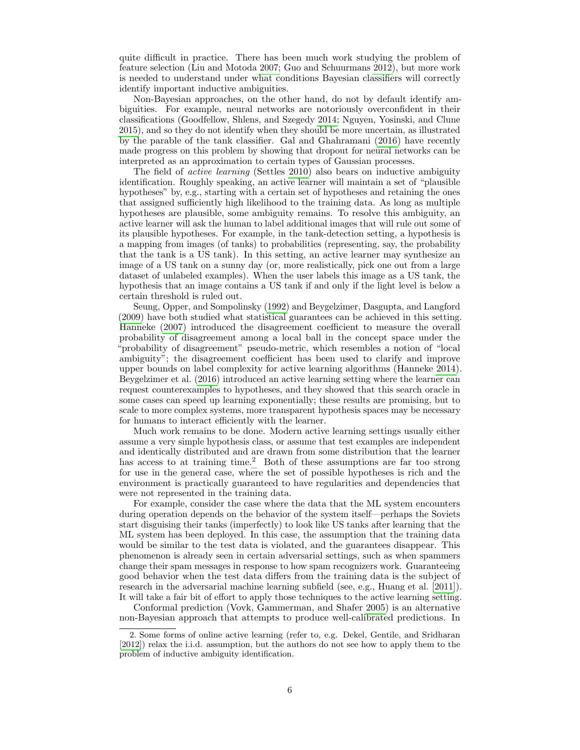quite difficult in practice. There has been much work studying the problem of feature selection (Liu and Motoda 2007; Guo and Schuurmans 2012), but more work is needed to understand under what conditions Bayesian classifiers will correctly identify important inductive ambiguities.

Non-Bayesian approaches, on the other hand, do not by default identify ambiguities. For example, neural networks are notoriously overconfident in their classifications (Goodfellow, Shlens, and Szegedy 2014; Nguyen, Yosinski, and Clune 2015), and so they do not identify when they should be more uncertain, as illustrated by the parable of the tank classifier. Gal and Ghahramani (2016) have recently made progress on this problem by showing that dropout for neural networks can be interpreted as an approximation to certain types of Gaussian processes.

The field of *active learning* (Settles 2010) also bears on inductive ambiguity identification. Roughly speaking, an active learner will maintain a set of "plausible hypotheses" by, e.g., starting with a certain set of hypotheses and retaining the ones that assigned sufficiently high likelihood to the training data. As long as multiple hypotheses are plausible, some ambiguity remains. To resolve this ambiguity, an active learner will ask the human to label additional images that will rule out some of its plausible hypotheses. For example, in the tank-detection setting, a hypothesis is a mapping from images (of tanks) to probabilities (representing, say, the probability that the tank is a US tank). In this setting, an active learner may synthesize an image of a US tank on a sunny day (or, more realistically, pick one out from a large dataset of unlabeled examples). When the user labels this image as a US tank, the hypothesis that an image contains a US tank if and only if the light level is below a certain threshold is ruled out.

Seung, Opper, and Sompolinsky (1992) and Beygelzimer, Dasgupta, and Langford (2009) have both studied what statistical guarantees can be achieved in this setting. Hanneke (2007) introduced the disagreement coefficient to measure the overall probability of disagreement among a local ball in the concept space under the "probability of disagreement" pseudo-metric, which resembles a notion of "local ambiguity"; the disagreement coefficient has been used to clarify and improve upper bounds on label complexity for active learning algorithms (Hanneke 2014). Beygelzimer et al. (2016) introduced an active learning setting where the learner can request counterexamples to hypotheses, and they showed that this search oracle in some cases can speed up learning exponentially; these results are promising, but to scale to more complex systems, more transparent hypothesis spaces may be necessary for humans to interact efficiently with the learner.

Much work remains to be done. Modern active learning settings usually either assume a very simple hypothesis class, or assume that test examples are independent and identically distributed and are drawn from some distribution that the learner has access to at training time.[2] Both of these assumptions are far too strong for use in the general case, where the set of possible hypotheses is rich and the environment is practically guaranteed to have regularities and dependencies that were not represented in the training data.

For example, consider the case where the data that the ML system encounters during operation depends on the behavior of the system itself—perhaps the Soviets start disguising their tanks (imperfectly) to look like US tanks after learning that the ML system has been deployed. In this case, the assumption that the training data would be similar to the test data is violated, and the guarantees disappear. This phenomenon is already seen in certain adversarial settings, such as when spammers change their spam messages in response to how spam recognizers work. Guaranteeing good behavior when the test data differs from the training data is the subject of research in the adversarial machine learning subfield (see, e.g., Huang et al. [2011]). It will take a fair bit of effort to apply those techniques to the active learning setting.

Conformal prediction (Vovk, Gammerman, and Shafer 2005) is an alternative non-Bayesian approach that attempts to produce well-calibrated predictions. In

2. Some forms of online active learning (refer to, e.g. Dekel, Gentile, and Sridharan [2012]) relax the i.i.d. assumption, but the authors do not see how to apply them to the problem of inductive ambiguity identification.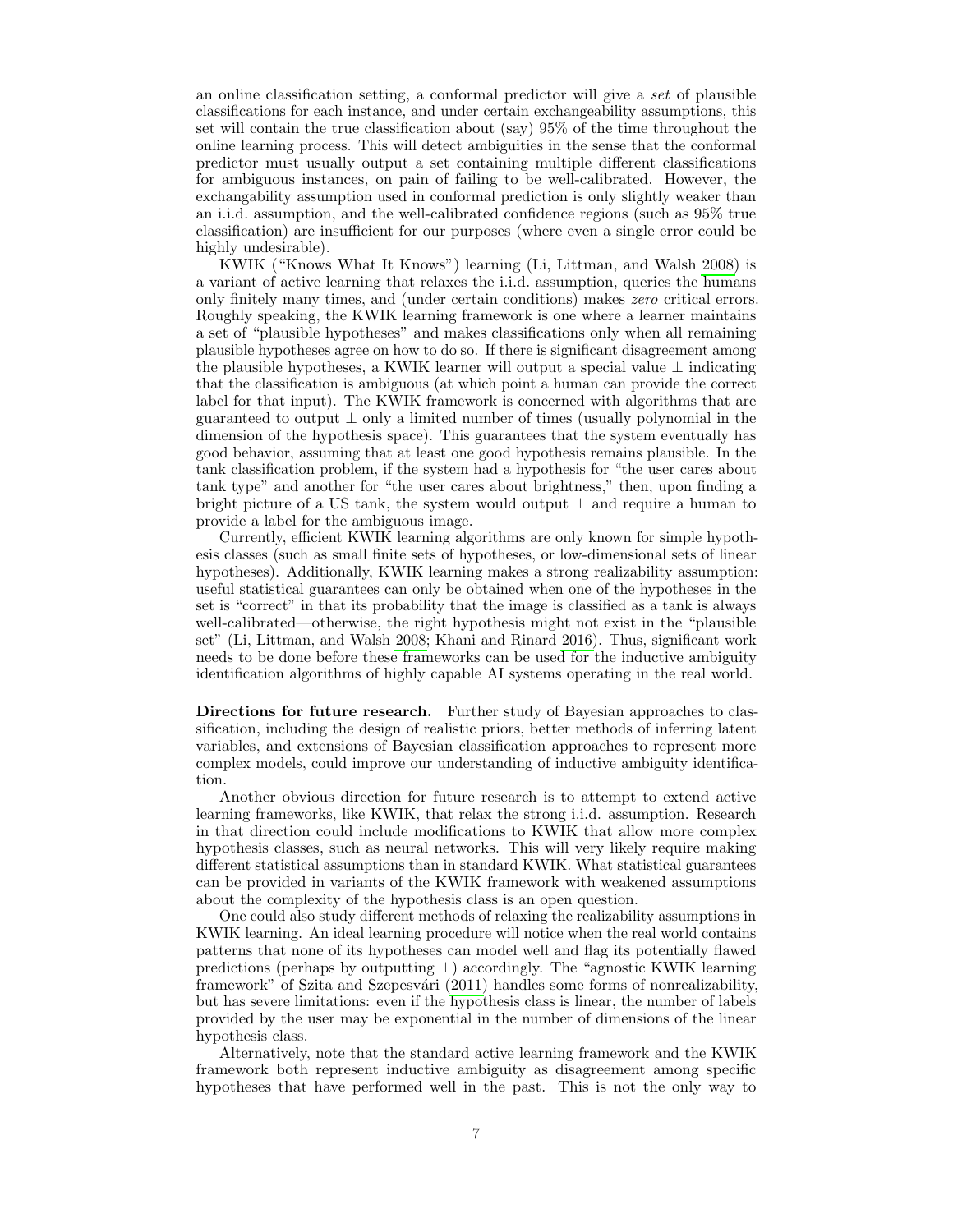an online classification setting, a conformal predictor will give a *set* of plausible classifications for each instance, and under certain exchangeability assumptions, this set will contain the true classification about (say) 95% of the time throughout the online learning process. This will detect ambiguities in the sense that the conformal predictor must usually output a set containing multiple different classifications for ambiguous instances, on pain of failing to be well-calibrated. However, the exchangability assumption used in conformal prediction is only slightly weaker than an i.i.d. assumption, and the well-calibrated confidence regions (such as 95% true classification) are insufficient for our purposes (where even a single error could be highly undesirable).

KWIK ("Knows What It Knows") learning (Li, Littman, and Walsh 2008) is a variant of active learning that relaxes the i.i.d. assumption, queries the humans only finitely many times, and (under certain conditions) makes *zero* critical errors. Roughly speaking, the KWIK learning framework is one where a learner maintains a set of "plausible hypotheses" and makes classifications only when all remaining plausible hypotheses agree on how to do so. If there is significant disagreement among the plausible hypotheses, a KWIK learner will output a special value $\perp$ indicating that the classification is ambiguous (at which point a human can provide the correct label for that input). The KWIK framework is concerned with algorithms that are guaranteed to output $\perp$ only a limited number of times (usually polynomial in the dimension of the hypothesis space). This guarantees that the system eventually has good behavior, assuming that at least one good hypothesis remains plausible. In the tank classification problem, if the system had a hypothesis for "the user cares about tank type" and another for "the user cares about brightness," then, upon finding a bright picture of a US tank, the system would output $\perp$ and require a human to provide a label for the ambiguous image.

Currently, efficient KWIK learning algorithms are only known for simple hypothesis classes (such as small finite sets of hypotheses, or low-dimensional sets of linear hypotheses). Additionally, KWIK learning makes a strong realizability assumption: useful statistical guarantees can only be obtained when one of the hypotheses in the set is "correct" in that its probability that the image is classified as a tank is always well-calibrated—otherwise, the right hypothesis might not exist in the "plausible set" (Li, Littman, and Walsh 2008; Khani and Rinard 2016). Thus, significant work needs to be done before these frameworks can be used for the inductive ambiguity identification algorithms of highly capable AI systems operating in the real world.

**Directions for future research.** Further study of Bayesian approaches to classification, including the design of realistic priors, better methods of inferring latent variables, and extensions of Bayesian classification approaches to represent more complex models, could improve our understanding of inductive ambiguity identification.

Another obvious direction for future research is to attempt to extend active learning frameworks, like KWIK, that relax the strong i.i.d. assumption. Research in that direction could include modifications to KWIK that allow more complex hypothesis classes, such as neural networks. This will very likely require making different statistical assumptions than in standard KWIK. What statistical guarantees can be provided in variants of the KWIK framework with weakened assumptions about the complexity of the hypothesis class is an open question.

One could also study different methods of relaxing the realizability assumptions in KWIK learning. An ideal learning procedure will notice when the real world contains patterns that none of its hypotheses can model well and flag its potentially flawed predictions (perhaps by outputting $\perp$) accordingly. The "agnostic KWIK learning framework" of Szita and Szepesvári (2011) handles some forms of nonrealizability, but has severe limitations: even if the hypothesis class is linear, the number of labels provided by the user may be exponential in the number of dimensions of the linear hypothesis class.

Alternatively, note that the standard active learning framework and the KWIK framework both represent inductive ambiguity as disagreement among specific hypotheses that have performed well in the past. This is not the only way to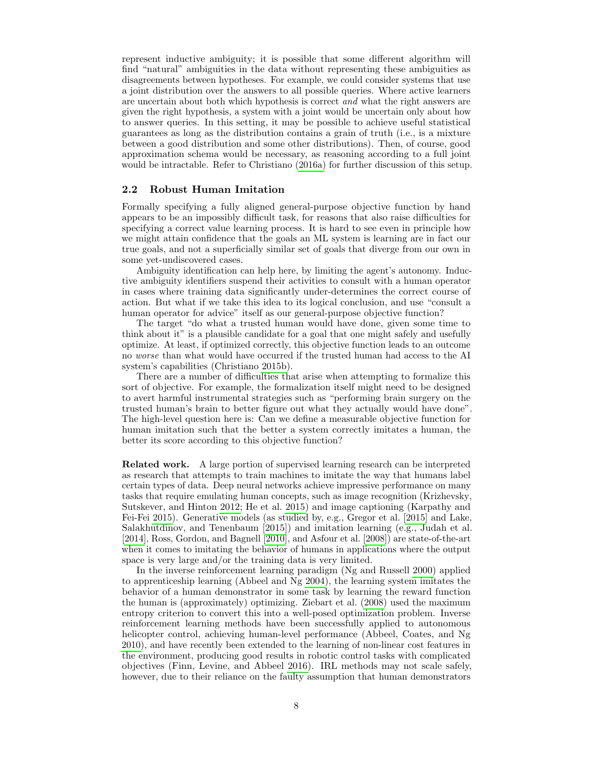represent inductive ambiguity; it is possible that some different algorithm will find "natural" ambiguities in the data without representing these ambiguities as disagreements between hypotheses. For example, we could consider systems that use a joint distribution over the answers to all possible queries. Where active learners are uncertain about both which hypothesis is correct *and* what the right answers are given the right hypothesis, a system with a joint would be uncertain only about how to answer queries. In this setting, it may be possible to achieve useful statistical guarantees as long as the distribution contains a grain of truth (i.e., is a mixture between a good distribution and some other distributions). Then, of course, good approximation schema would be necessary, as reasoning according to a full joint would be intractable. Refer to Christiano (2016a) for further discussion of this setup.

### 2.2 Robust Human Imitation

Formally specifying a fully aligned general-purpose objective function by hand appears to be an impossibly difficult task, for reasons that also raise difficulties for specifying a correct value learning process. It is hard to see even in principle how we might attain confidence that the goals an ML system is learning are in fact our true goals, and not a superficially similar set of goals that diverge from our own in some yet-undiscovered cases.

Ambiguity identification can help here, by limiting the agent's autonomy. Inductive ambiguity identifiers suspend their activities to consult with a human operator in cases where training data significantly under-determines the correct course of action. But what if we take this idea to its logical conclusion, and use "consult a human operator for advice" itself as our general-purpose objective function?

The target "do what a trusted human would have done, given some time to think about it" is a plausible candidate for a goal that one might safely and usefully optimize. At least, if optimized correctly, this objective function leads to an outcome no *worse* than what would have occurred if the trusted human had access to the AI system's capabilities (Christiano 2015b).

There are a number of difficulties that arise when attempting to formalize this sort of objective. For example, the formalization itself might need to be designed to avert harmful instrumental strategies such as "performing brain surgery on the trusted human's brain to better figure out what they actually would have done". The high-level question here is: Can we define a measurable objective function for human imitation such that the better a system correctly imitates a human, the better its score according to this objective function?

**Related work.** A large portion of supervised learning research can be interpreted as research that attempts to train machines to imitate the way that humans label certain types of data. Deep neural networks achieve impressive performance on many tasks that require emulating human concepts, such as image recognition (Krizhevsky, Sutskever, and Hinton 2012; He et al. 2015) and image captioning (Karpathy and Fei-Fei 2015). Generative models (as studied by, e.g., Gregor et al. [2015] and Lake, Salakhutdinov, and Tenenbaum [2015]) and imitation learning (e.g., Judah et al. [2014], Ross, Gordon, and Bagnell [2010], and Asfour et al. [2008]) are state-of-the-art when it comes to imitating the behavior of humans in applications where the output space is very large and/or the training data is very limited.

In the inverse reinforcement learning paradigm (Ng and Russell 2000) applied to apprenticeship learning (Abbeel and Ng 2004), the learning system imitates the behavior of a human demonstrator in some task by learning the reward function the human is (approximately) optimizing. Ziebart et al. (2008) used the maximum entropy criterion to convert this into a well-posed optimization problem. Inverse reinforcement learning methods have been successfully applied to autonomous helicopter control, achieving human-level performance (Abbeel, Coates, and Ng 2010), and have recently been extended to the learning of non-linear cost features in the environment, producing good results in robotic control tasks with complicated objectives (Finn, Levine, and Abbeel 2016). IRL methods may not scale safely, however, due to their reliance on the faulty assumption that human demonstrators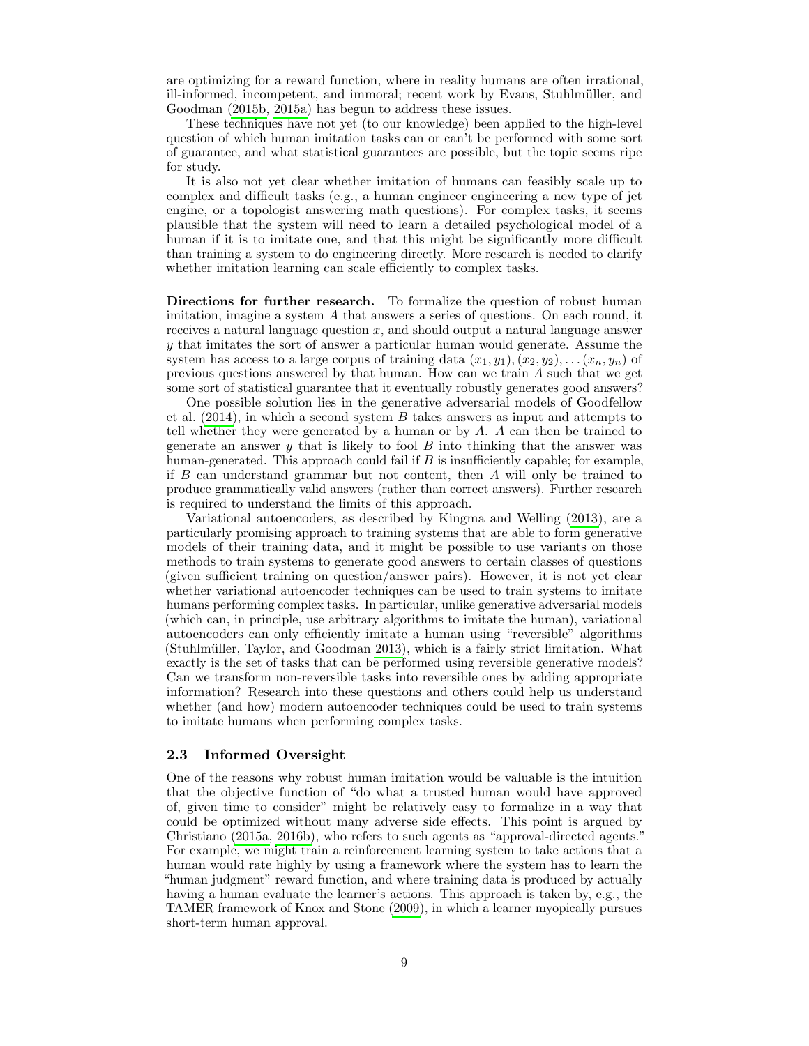are optimizing for a reward function, where in reality humans are often irrational, ill-informed, incompetent, and immoral; recent work by Evans, Stuhlmüller, and Goodman (2015b, 2015a) has begun to address these issues.

These techniques have not yet (to our knowledge) been applied to the high-level question of which human imitation tasks can or can't be performed with some sort of guarantee, and what statistical guarantees are possible, but the topic seems ripe for study.

It is also not yet clear whether imitation of humans can feasibly scale up to complex and difficult tasks (e.g., a human engineer engineering a new type of jet engine, or a topologist answering math questions). For complex tasks, it seems plausible that the system will need to learn a detailed psychological model of a human if it is to imitate one, and that this might be significantly more difficult than training a system to do engineering directly. More research is needed to clarify whether imitation learning can scale efficiently to complex tasks.

**Directions for further research.** To formalize the question of robust human imitation, imagine a system $A$ that answers a series of questions. On each round, it receives a natural language question $x$, and should output a natural language answer $y$ that imitates the sort of answer a particular human would generate. Assume the system has access to a large corpus of training data $(x_1, y_1), (x_2, y_2), \ldots (x_n, y_n)$ of previous questions answered by that human. How can we train $A$ such that we get some sort of statistical guarantee that it eventually robustly generates good answers?

One possible solution lies in the generative adversarial models of Goodfellow et al. (2014), in which a second system $B$ takes answers as input and attempts to tell whether they were generated by a human or by $A$. $A$ can then be trained to generate an answer $y$ that is likely to fool $B$ into thinking that the answer was human-generated. This approach could fail if $B$ is insufficiently capable; for example, if $B$ can understand grammar but not content, then $A$ will only be trained to produce grammatically valid answers (rather than correct answers). Further research is required to understand the limits of this approach.

Variational autoencoders, as described by Kingma and Welling (2013), are a particularly promising approach to training systems that are able to form generative models of their training data, and it might be possible to use variants on those methods to train systems to generate good answers to certain classes of questions (given sufficient training on question/answer pairs). However, it is not yet clear whether variational autoencoder techniques can be used to train systems to imitate humans performing complex tasks. In particular, unlike generative adversarial models (which can, in principle, use arbitrary algorithms to imitate the human), variational autoencoders can only efficiently imitate a human using "reversible" algorithms (Stuhlmüller, Taylor, and Goodman 2013), which is a fairly strict limitation. What exactly is the set of tasks that can be performed using reversible generative models? Can we transform non-reversible tasks into reversible ones by adding appropriate information? Research into these questions and others could help us understand whether (and how) modern autoencoder techniques could be used to train systems to imitate humans when performing complex tasks.

### 2.3 Informed Oversight

One of the reasons why robust human imitation would be valuable is the intuition that the objective function of "do what a trusted human would have approved of, given time to consider" might be relatively easy to formalize in a way that could be optimized without many adverse side effects. This point is argued by Christiano (2015a, 2016b), who refers to such agents as "approval-directed agents." For example, we might train a reinforcement learning system to take actions that a human would rate highly by using a framework where the system has to learn the "human judgment" reward function, and where training data is produced by actually having a human evaluate the learner's actions. This approach is taken by, e.g., the TAMER framework of Knox and Stone (2009), in which a learner myopically pursues short-term human approval.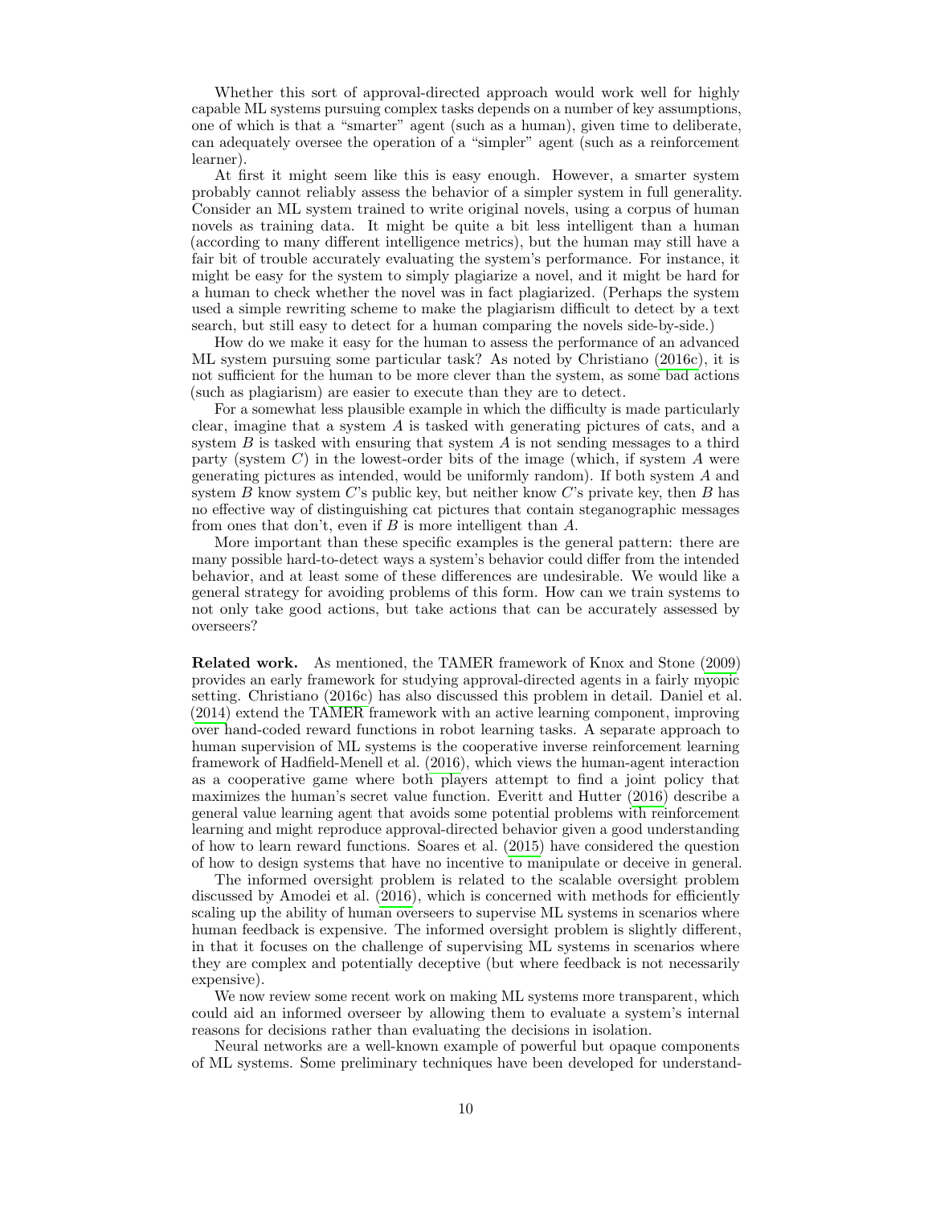Whether this sort of approval-directed approach would work well for highly capable ML systems pursuing complex tasks depends on a number of key assumptions, one of which is that a "smarter" agent (such as a human), given time to deliberate, can adequately oversee the operation of a "simpler" agent (such as a reinforcement learner).

At first it might seem like this is easy enough. However, a smarter system probably cannot reliably assess the behavior of a simpler system in full generality. Consider an ML system trained to write original novels, using a corpus of human novels as training data. It might be quite a bit less intelligent than a human (according to many different intelligence metrics), but the human may still have a fair bit of trouble accurately evaluating the system's performance. For instance, it might be easy for the system to simply plagiarize a novel, and it might be hard for a human to check whether the novel was in fact plagiarized. (Perhaps the system used a simple rewriting scheme to make the plagiarism difficult to detect by a text search, but still easy to detect for a human comparing the novels side-by-side.)

How do we make it easy for the human to assess the performance of an advanced ML system pursuing some particular task? As noted by Christiano (2016c), it is not sufficient for the human to be more clever than the system, as some bad actions (such as plagiarism) are easier to execute than they are to detect.

For a somewhat less plausible example in which the difficulty is made particularly clear, imagine that a system $A$ is tasked with generating pictures of cats, and a system $B$ is tasked with ensuring that system $A$ is not sending messages to a third party (system $C$) in the lowest-order bits of the image (which, if system $A$ were generating pictures as intended, would be uniformly random). If both system $A$ and system $B$ know system $C$'s public key, but neither know $C$'s private key, then $B$ has no effective way of distinguishing cat pictures that contain steganographic messages from ones that don't, even if $B$ is more intelligent than $A$.

More important than these specific examples is the general pattern: there are many possible hard-to-detect ways a system's behavior could differ from the intended behavior, and at least some of these differences are undesirable. We would like a general strategy for avoiding problems of this form. How can we train systems to not only take good actions, but take actions that can be accurately assessed by overseers?

**Related work.** As mentioned, the TAMER framework of Knox and Stone (2009) provides an early framework for studying approval-directed agents in a fairly myopic setting. Christiano (2016c) has also discussed this problem in detail. Daniel et al. (2014) extend the TAMER framework with an active learning component, improving over hand-coded reward functions in robot learning tasks. A separate approach to human supervision of ML systems is the cooperative inverse reinforcement learning framework of Hadfield-Menell et al. (2016), which views the human-agent interaction as a cooperative game where both players attempt to find a joint policy that maximizes the human's secret value function. Everitt and Hutter (2016) describe a general value learning agent that avoids some potential problems with reinforcement learning and might reproduce approval-directed behavior given a good understanding of how to learn reward functions. Soares et al. (2015) have considered the question of how to design systems that have no incentive to manipulate or deceive in general.

The informed oversight problem is related to the scalable oversight problem discussed by Amodei et al. (2016), which is concerned with methods for efficiently scaling up the ability of human overseers to supervise ML systems in scenarios where human feedback is expensive. The informed oversight problem is slightly different, in that it focuses on the challenge of supervising ML systems in scenarios where they are complex and potentially deceptive (but where feedback is not necessarily expensive).

We now review some recent work on making ML systems more transparent, which could aid an informed overseer by allowing them to evaluate a system's internal reasons for decisions rather than evaluating the decisions in isolation.

Neural networks are a well-known example of powerful but opaque components of ML systems. Some preliminary techniques have been developed for understand-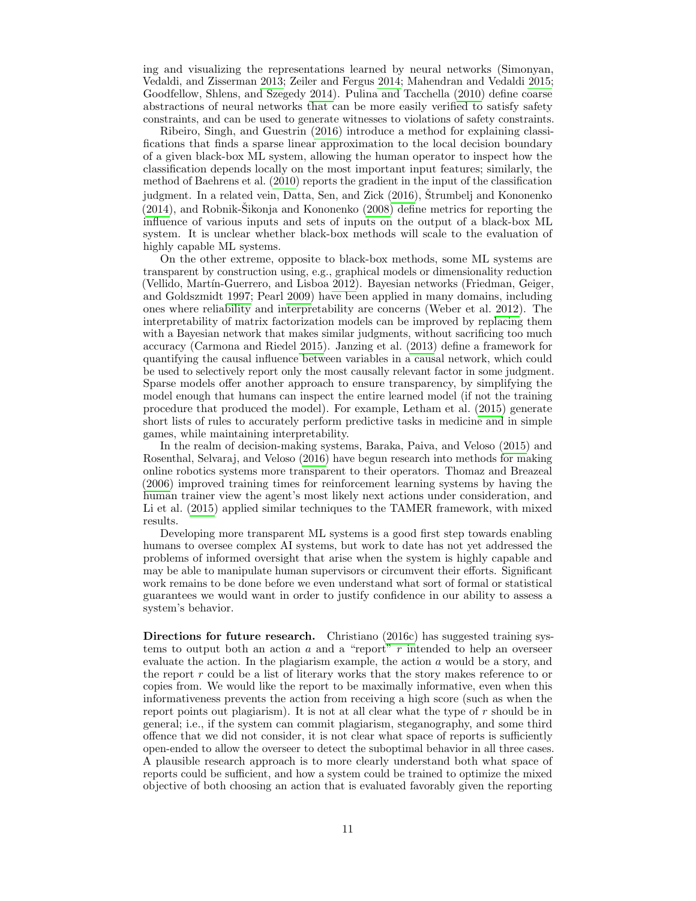ing and visualizing the representations learned by neural networks (Simonyan, Vedaldi, and Zisserman 2013; Zeiler and Fergus 2014; Mahendran and Vedaldi 2015; Goodfellow, Shlens, and Szegedy 2014). Pulina and Tacchella (2010) define coarse abstractions of neural networks that can be more easily verified to satisfy safety constraints, and can be used to generate witnesses to violations of safety constraints.

Ribeiro, Singh, and Guestrin (2016) introduce a method for explaining classifications that finds a sparse linear approximation to the local decision boundary of a given black-box ML system, allowing the human operator to inspect how the classification depends locally on the most important input features; similarly, the method of Baehrens et al. (2010) reports the gradient in the input of the classification judgment. In a related vein, Datta, Sen, and Zick (2016), Štrumbelj and Kononenko (2014), and Robnik-Šikonja and Kononenko (2008) define metrics for reporting the influence of various inputs and sets of inputs on the output of a black-box ML system. It is unclear whether black-box methods will scale to the evaluation of highly capable ML systems.

On the other extreme, opposite to black-box methods, some ML systems are transparent by construction using, e.g., graphical models or dimensionality reduction (Vellido, Martín-Guerrero, and Lisboa 2012). Bayesian networks (Friedman, Geiger, and Goldszmidt 1997; Pearl 2009) have been applied in many domains, including ones where reliability and interpretability are concerns (Weber et al. 2012). The interpretability of matrix factorization models can be improved by replacing them with a Bayesian network that makes similar judgments, without sacrificing too much accuracy (Carmona and Riedel 2015). Janzing et al. (2013) define a framework for quantifying the causal influence between variables in a causal network, which could be used to selectively report only the most causally relevant factor in some judgment. Sparse models offer another approach to ensure transparency, by simplifying the model enough that humans can inspect the entire learned model (if not the training procedure that produced the model). For example, Letham et al. (2015) generate short lists of rules to accurately perform predictive tasks in medicine and in simple games, while maintaining interpretability.

In the realm of decision-making systems, Baraka, Paiva, and Veloso (2015) and Rosenthal, Selvaraj, and Veloso (2016) have begun research into methods for making online robotics systems more transparent to their operators. Thomaz and Breazeal (2006) improved training times for reinforcement learning systems by having the human trainer view the agent's most likely next actions under consideration, and Li et al. (2015) applied similar techniques to the TAMER framework, with mixed results.

Developing more transparent ML systems is a good first step towards enabling humans to oversee complex AI systems, but work to date has not yet addressed the problems of informed oversight that arise when the system is highly capable and may be able to manipulate human supervisors or circumvent their efforts. Significant work remains to be done before we even understand what sort of formal or statistical guarantees we would want in order to justify confidence in our ability to assess a system's behavior.

**Directions for future research.** Christiano (2016c) has suggested training systems to output both an action $a$ and a "report" $r$ intended to help an overseer evaluate the action. In the plagiarism example, the action $a$ would be a story, and the report $r$ could be a list of literary works that the story makes reference to or copies from. We would like the report to be maximally informative, even when this informativeness prevents the action from receiving a high score (such as when the report points out plagiarism). It is not at all clear what the type of $r$ should be in general; i.e., if the system can commit plagiarism, steganography, and some third offence that we did not consider, it is not clear what space of reports is sufficiently open-ended to allow the overseer to detect the suboptimal behavior in all three cases. A plausible research approach is to more clearly understand both what space of reports could be sufficient, and how a system could be trained to optimize the mixed objective of both choosing an action that is evaluated favorably given the reporting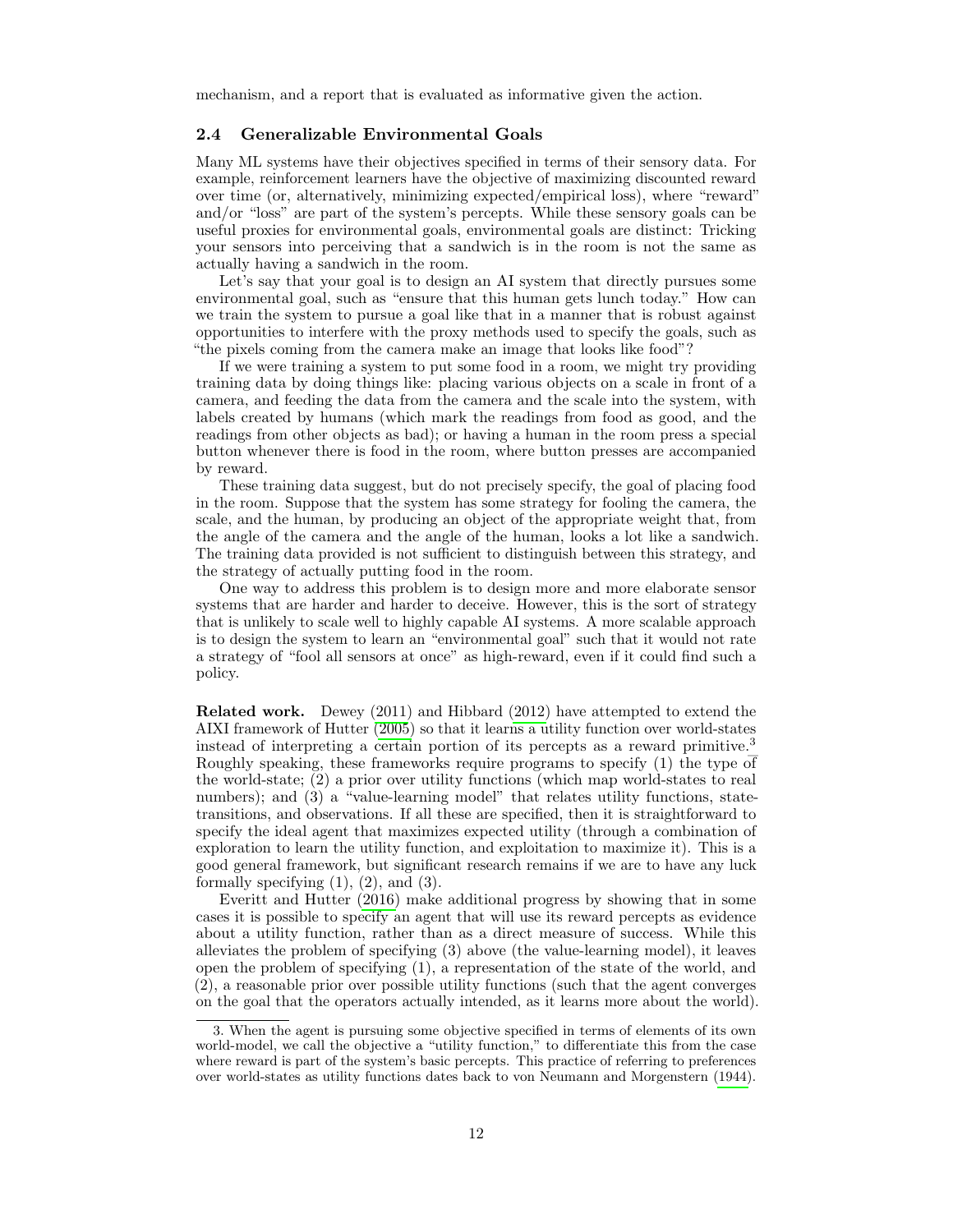mechanism, and a report that is evaluated as informative given the action.

### 2.4 Generalizable Environmental Goals

Many ML systems have their objectives specified in terms of their sensory data. For example, reinforcement learners have the objective of maximizing discounted reward over time (or, alternatively, minimizing expected/empirical loss), where "reward" and/or "loss" are part of the system's percepts. While these sensory goals can be useful proxies for environmental goals, environmental goals are distinct: Tricking your sensors into perceiving that a sandwich is in the room is not the same as actually having a sandwich in the room.

Let's say that your goal is to design an AI system that directly pursues some environmental goal, such as "ensure that this human gets lunch today." How can we train the system to pursue a goal like that in a manner that is robust against opportunities to interfere with the proxy methods used to specify the goals, such as "the pixels coming from the camera make an image that looks like food"?

If we were training a system to put some food in a room, we might try providing training data by doing things like: placing various objects on a scale in front of a camera, and feeding the data from the camera and the scale into the system, with labels created by humans (which mark the readings from food as good, and the readings from other objects as bad); or having a human in the room press a special button whenever there is food in the room, where button presses are accompanied by reward.

These training data suggest, but do not precisely specify, the goal of placing food in the room. Suppose that the system has some strategy for fooling the camera, the scale, and the human, by producing an object of the appropriate weight that, from the angle of the camera and the angle of the human, looks a lot like a sandwich. The training data provided is not sufficient to distinguish between this strategy, and the strategy of actually putting food in the room.

One way to address this problem is to design more and more elaborate sensor systems that are harder and harder to deceive. However, this is the sort of strategy that is unlikely to scale well to highly capable AI systems. A more scalable approach is to design the system to learn an "environmental goal" such that it would not rate a strategy of "fool all sensors at once" as high-reward, even if it could find such a policy.

**Related work.** Dewey (2011) and Hibbard (2012) have attempted to extend the AIXI framework of Hutter (2005) so that it learns a utility function over world-states instead of interpreting a certain portion of its percepts as a reward primitive.[3] Roughly speaking, these frameworks require programs to specify (1) the type of the world-state; (2) a prior over utility functions (which map world-states to real numbers); and (3) a "value-learning model" that relates utility functions, state-transitions, and observations. If all these are specified, then it is straightforward to specify the ideal agent that maximizes expected utility (through a combination of exploration to learn the utility function, and exploitation to maximize it). This is a good general framework, but significant research remains if we are to have any luck formally specifying (1), (2), and (3).

Everitt and Hutter (2016) make additional progress by showing that in some cases it is possible to specify an agent that will use its reward percepts as evidence about a utility function, rather than as a direct measure of success. While this alleviates the problem of specifying (3) above (the value-learning model), it leaves open the problem of specifying (1), a representation of the state of the world, and (2), a reasonable prior over possible utility functions (such that the agent converges on the goal that the operators actually intended, as it learns more about the world).

---

3. When the agent is pursuing some objective specified in terms of elements of its own world-model, we call the objective a "utility function," to differentiate this from the case where reward is part of the system's basic percepts. This practice of referring to preferences over world-states as utility functions dates back to von Neumann and Morgenstern (1944).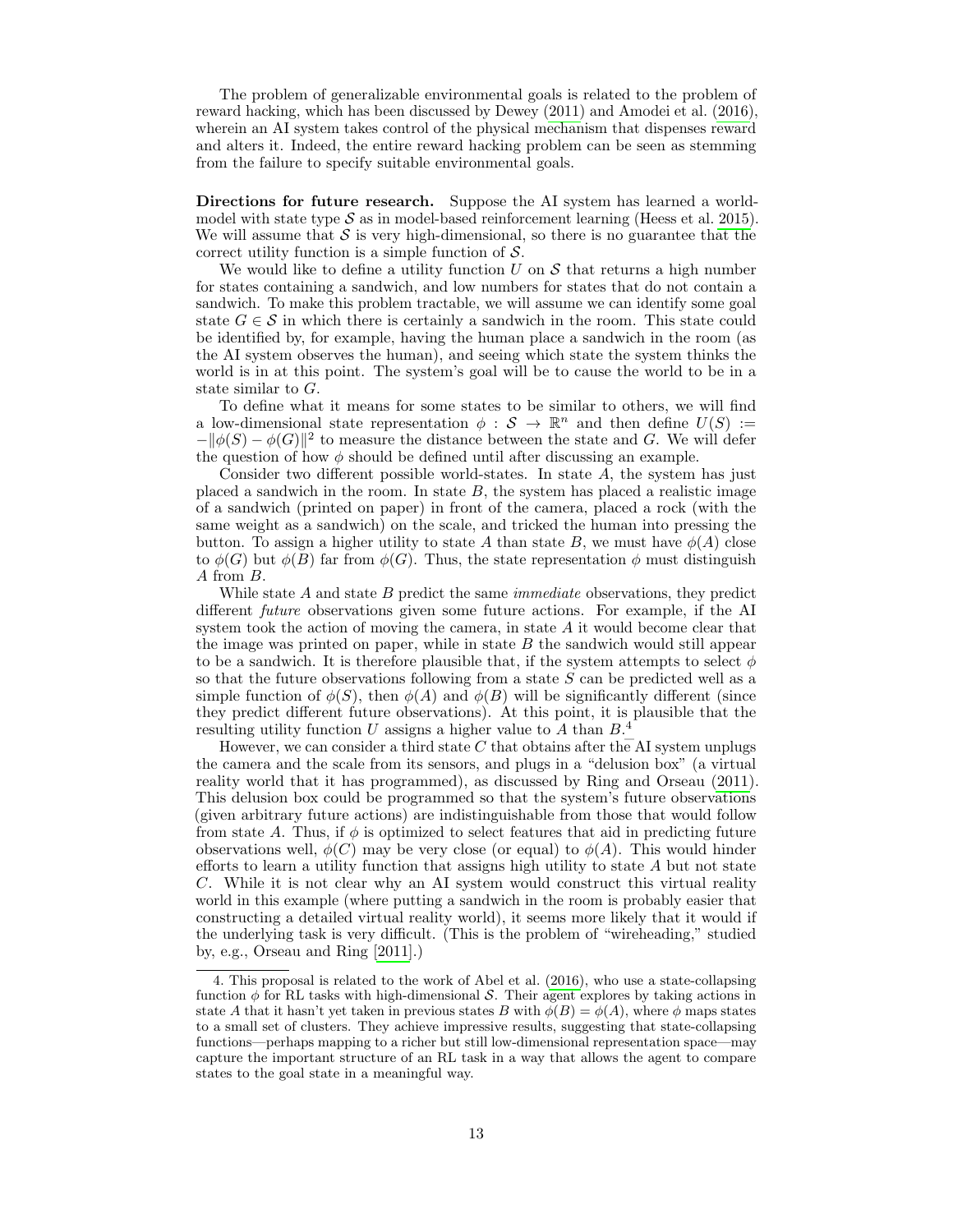The problem of generalizable environmental goals is related to the problem of reward hacking, which has been discussed by Dewey (2011) and Amodei et al. (2016), wherein an AI system takes control of the physical mechanism that dispenses reward and alters it. Indeed, the entire reward hacking problem can be seen as stemming from the failure to specify suitable environmental goals.

**Directions for future research.** Suppose the AI system has learned a world-model with state type $\mathcal{S}$ as in model-based reinforcement learning (Heess et al. 2015). We will assume that $\mathcal{S}$ is very high-dimensional, so there is no guarantee that the correct utility function is a simple function of $\mathcal{S}$.

We would like to define a utility function $U$ on $\mathcal{S}$ that returns a high number for states containing a sandwich, and low numbers for states that do not contain a sandwich. To make this problem tractable, we will assume we can identify some goal state $G \in \mathcal{S}$ in which there is certainly a sandwich in the room. This state could be identified by, for example, having the human place a sandwich in the room (as the AI system observes the human), and seeing which state the system thinks the world is in at this point. The system's goal will be to cause the world to be in a state similar to $G$.

To define what it means for some states to be similar to others, we will find a low-dimensional state representation $\phi : \mathcal{S} \to \mathbb{R}^n$ and then define $U(S) := -\|\phi(S) - \phi(G)\|^2$ to measure the distance between the state and $G$. We will defer the question of how $\phi$ should be defined until after discussing an example.

Consider two different possible world-states. In state $A$, the system has just placed a sandwich in the room. In state $B$, the system has placed a realistic image of a sandwich (printed on paper) in front of the camera, placed a rock (with the same weight as a sandwich) on the scale, and tricked the human into pressing the button. To assign a higher utility to state $A$ than state $B$, we must have $\phi(A)$ close to $\phi(G)$ but $\phi(B)$ far from $\phi(G)$. Thus, the state representation $\phi$ must distinguish $A$ from $B$.

While state $A$ and state $B$ predict the same *immediate* observations, they predict different *future* observations given some future actions. For example, if the AI system took the action of moving the camera, in state $A$ it would become clear that the image was printed on paper, while in state $B$ the sandwich would still appear to be a sandwich. It is therefore plausible that, if the system attempts to select $\phi$ so that the future observations following from a state $S$ can be predicted well as a simple function of $\phi(S)$, then $\phi(A)$ and $\phi(B)$ will be significantly different (since they predict different future observations). At this point, it is plausible that the resulting utility function $U$ assigns a higher value to $A$ than $B$.[4]

However, we can consider a third state $C$ that obtains after the AI system unplugs the camera and the scale from its sensors, and plugs in a "delusion box" (a virtual reality world that it has programmed), as discussed by Ring and Orseau (2011). This delusion box could be programmed so that the system's future observations (given arbitrary future actions) are indistinguishable from those that would follow from state $A$. Thus, if $\phi$ is optimized to select features that aid in predicting future observations well, $\phi(C)$ may be very close (or equal) to $\phi(A)$. This would hinder efforts to learn a utility function that assigns high utility to state $A$ but not state $C$. While it is not clear why an AI system would construct this virtual reality world in this example (where putting a sandwich in the room is probably easier that constructing a detailed virtual reality world), it seems more likely that it would if the underlying task is very difficult. (This is the problem of "wireheading," studied by, e.g., Orseau and Ring [2011].)

4. This proposal is related to the work of Abel et al. (2016), who use a state-collapsing function $\phi$ for RL tasks with high-dimensional $\mathcal{S}$. Their agent explores by taking actions in state $A$ that it hasn't yet taken in previous states $B$ with $\phi(B) = \phi(A)$, where $\phi$ maps states to a small set of clusters. They achieve impressive results, suggesting that state-collapsing functions—perhaps mapping to a richer but still low-dimensional representation space—may capture the important structure of an RL task in a way that allows the agent to compare states to the goal state in a meaningful way.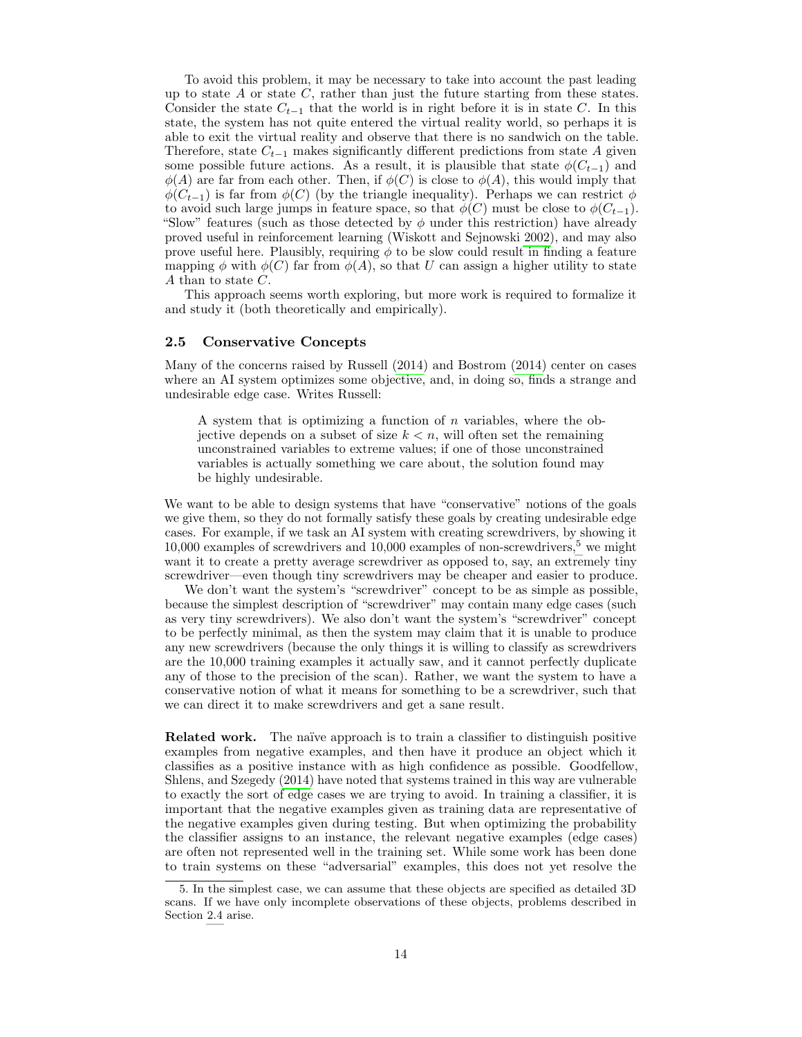To avoid this problem, it may be necessary to take into account the past leading up to state $A$ or state $C$, rather than just the future starting from these states. Consider the state $C_{t-1}$ that the world is in right before it is in state $C$. In this state, the system has not quite entered the virtual reality world, so perhaps it is able to exit the virtual reality and observe that there is no sandwich on the table. Therefore, state $C_{t-1}$ makes significantly different predictions from state $A$ given some possible future actions. As a result, it is plausible that state $\phi(C_{t-1})$ and $\phi(A)$ are far from each other. Then, if $\phi(C)$ is close to $\phi(A)$, this would imply that $\phi(C_{t-1})$ is far from $\phi(C)$ (by the triangle inequality). Perhaps we can restrict $\phi$ to avoid such large jumps in feature space, so that $\phi(C)$ must be close to $\phi(C_{t-1})$. "Slow" features (such as those detected by $\phi$ under this restriction) have already proved useful in reinforcement learning (Wiskott and Sejnowski 2002), and may also prove useful here. Plausibly, requiring $\phi$ to be slow could result in finding a feature mapping $\phi$ with $\phi(C)$ far from $\phi(A)$, so that $U$ can assign a higher utility to state $A$ than to state $C$.

This approach seems worth exploring, but more work is required to formalize it and study it (both theoretically and empirically).

### 2.5 Conservative Concepts

Many of the concerns raised by Russell (2014) and Bostrom (2014) center on cases where an AI system optimizes some objective, and, in doing so, finds a strange and undesirable edge case. Writes Russell:

> A system that is optimizing a function of $n$ variables, where the objective depends on a subset of size $k < n$, will often set the remaining unconstrained variables to extreme values; if one of those unconstrained variables is actually something we care about, the solution found may be highly undesirable.

We want to be able to design systems that have "conservative" notions of the goals we give them, so they do not formally satisfy these goals by creating undesirable edge cases. For example, if we task an AI system with creating screwdrivers, by showing it 10,000 examples of screwdrivers and 10,000 examples of non-screwdrivers,[5] we might want it to create a pretty average screwdriver as opposed to, say, an extremely tiny screwdriver—even though tiny screwdrivers may be cheaper and easier to produce.

We don't want the system's "screwdriver" concept to be as simple as possible, because the simplest description of "screwdriver" may contain many edge cases (such as very tiny screwdrivers). We also don't want the system's "screwdriver" concept to be perfectly minimal, as then the system may claim that it is unable to produce any new screwdrivers (because the only things it is willing to classify as screwdrivers are the 10,000 training examples it actually saw, and it cannot perfectly duplicate any of those to the precision of the scan). Rather, we want the system to have a conservative notion of what it means for something to be a screwdriver, such that we can direct it to make screwdrivers and get a sane result.

**Related work.** The naïve approach is to train a classifier to distinguish positive examples from negative examples, and then have it produce an object which it classifies as a positive instance with as high confidence as possible. Goodfellow, Shlens, and Szegedy (2014) have noted that systems trained in this way are vulnerable to exactly the sort of edge cases we are trying to avoid. In training a classifier, it is important that the negative examples given as training data are representative of the negative examples given during testing. But when optimizing the probability the classifier assigns to an instance, the relevant negative examples (edge cases) are often not represented well in the training set. While some work has been done to train systems on these "adversarial" examples, this does not yet resolve the

5. In the simplest case, we can assume that these objects are specified as detailed 3D scans. If we have only incomplete observations of these objects, problems described in Section 2.4 arise.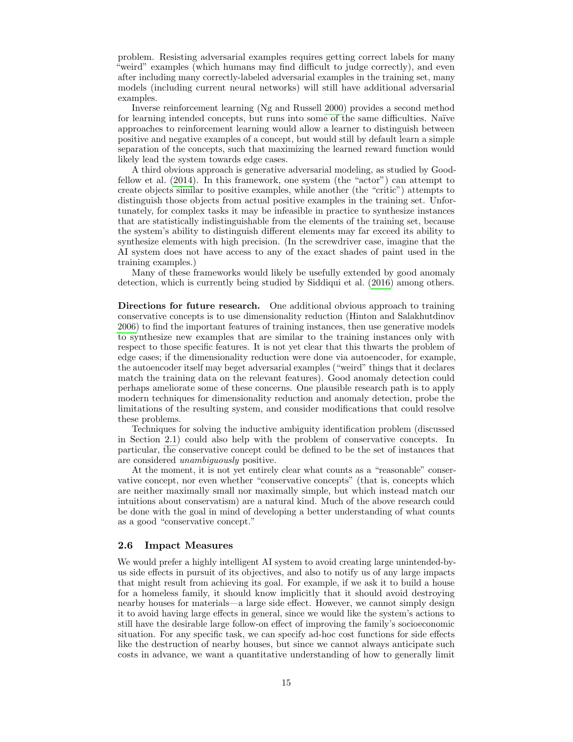problem. Resisting adversarial examples requires getting correct labels for many "weird" examples (which humans may find difficult to judge correctly), and even after including many correctly-labeled adversarial examples in the training set, many models (including current neural networks) will still have additional adversarial examples.

Inverse reinforcement learning (Ng and Russell 2000) provides a second method for learning intended concepts, but runs into some of the same difficulties. Naïve approaches to reinforcement learning would allow a learner to distinguish between positive and negative examples of a concept, but would still by default learn a simple separation of the concepts, such that maximizing the learned reward function would likely lead the system towards edge cases.

A third obvious approach is generative adversarial modeling, as studied by Goodfellow et al. (2014). In this framework, one system (the "actor") can attempt to create objects similar to positive examples, while another (the "critic") attempts to distinguish those objects from actual positive examples in the training set. Unfortunately, for complex tasks it may be infeasible in practice to synthesize instances that are statistically indistinguishable from the elements of the training set, because the system's ability to distinguish different elements may far exceed its ability to synthesize elements with high precision. (In the screwdriver case, imagine that the AI system does not have access to any of the exact shades of paint used in the training examples.)

Many of these frameworks would likely be usefully extended by good anomaly detection, which is currently being studied by Siddiqui et al. (2016) among others.

**Directions for future research.** One additional obvious approach to training conservative concepts is to use dimensionality reduction (Hinton and Salakhutdinov 2006) to find the important features of training instances, then use generative models to synthesize new examples that are similar to the training instances only with respect to those specific features. It is not yet clear that this thwarts the problem of edge cases; if the dimensionality reduction were done via autoencoder, for example, the autoencoder itself may beget adversarial examples ("weird" things that it declares match the training data on the relevant features). Good anomaly detection could perhaps ameliorate some of these concerns. One plausible research path is to apply modern techniques for dimensionality reduction and anomaly detection, probe the limitations of the resulting system, and consider modifications that could resolve these problems.

Techniques for solving the inductive ambiguity identification problem (discussed in Section 2.1) could also help with the problem of conservative concepts. In particular, the conservative concept could be defined to be the set of instances that are considered *unambiguously* positive.

At the moment, it is not yet entirely clear what counts as a "reasonable" conservative concept, nor even whether "conservative concepts" (that is, concepts which are neither maximally small nor maximally simple, but which instead match our intuitions about conservatism) are a natural kind. Much of the above research could be done with the goal in mind of developing a better understanding of what counts as a good "conservative concept."

### 2.6 Impact Measures

We would prefer a highly intelligent AI system to avoid creating large unintended-by-us side effects in pursuit of its objectives, and also to notify us of any large impacts that might result from achieving its goal. For example, if we ask it to build a house for a homeless family, it should know implicitly that it should avoid destroying nearby houses for materials—a large side effect. However, we cannot simply design it to avoid having large effects in general, since we would like the system's actions to still have the desirable large follow-on effect of improving the family's socioeconomic situation. For any specific task, we can specify ad-hoc cost functions for side effects like the destruction of nearby houses, but since we cannot always anticipate such costs in advance, we want a quantitative understanding of how to generally limit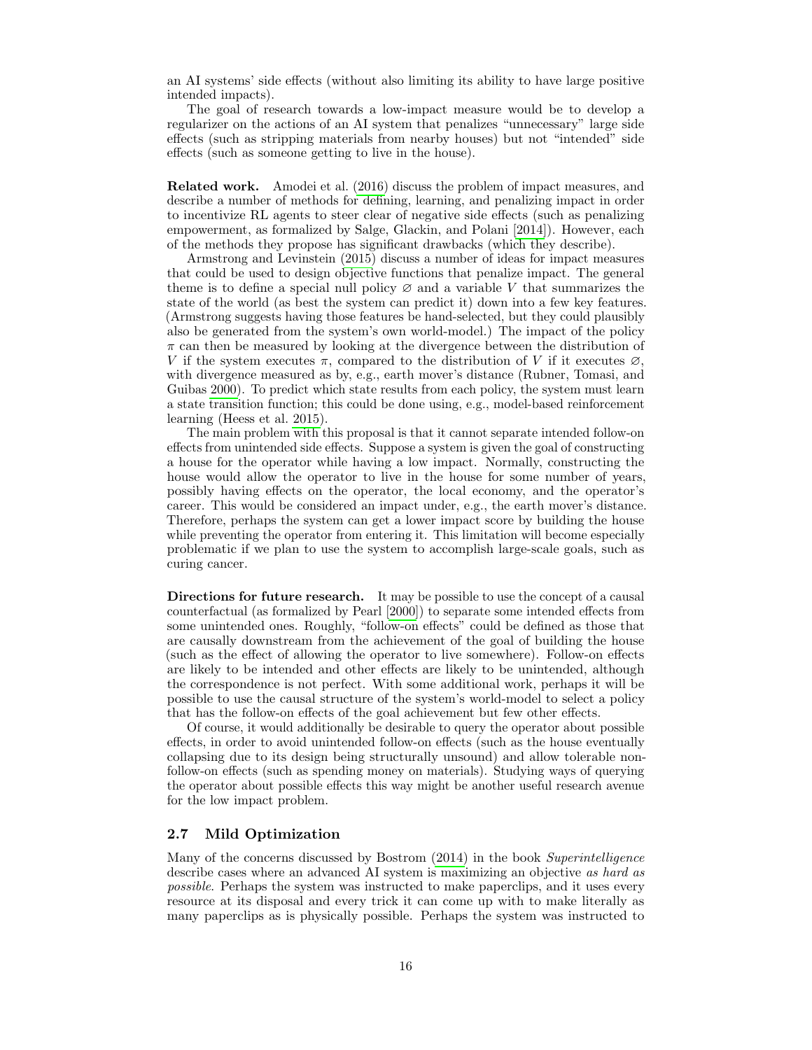an AI systems' side effects (without also limiting its ability to have large positive intended impacts).

The goal of research towards a low-impact measure would be to develop a regularizer on the actions of an AI system that penalizes "unnecessary" large side effects (such as stripping materials from nearby houses) but not "intended" side effects (such as someone getting to live in the house).

**Related work.** Amodei et al. (2016) discuss the problem of impact measures, and describe a number of methods for defining, learning, and penalizing impact in order to incentivize RL agents to steer clear of negative side effects (such as penalizing empowerment, as formalized by Salge, Glackin, and Polani [2014]). However, each of the methods they propose has significant drawbacks (which they describe).

Armstrong and Levinstein (2015) discuss a number of ideas for impact measures that could be used to design objective functions that penalize impact. The general theme is to define a special null policy $\varnothing$ and a variable $V$ that summarizes the state of the world (as best the system can predict it) down into a few key features. (Armstrong suggests having those features be hand-selected, but they could plausibly also be generated from the system's own world-model.) The impact of the policy $\pi$ can then be measured by looking at the divergence between the distribution of $V$ if the system executes $\pi$, compared to the distribution of $V$ if it executes $\varnothing$, with divergence measured as by, e.g., earth mover's distance (Rubner, Tomasi, and Guibas 2000). To predict which state results from each policy, the system must learn a state transition function; this could be done using, e.g., model-based reinforcement learning (Heess et al. 2015).

The main problem with this proposal is that it cannot separate intended follow-on effects from unintended side effects. Suppose a system is given the goal of constructing a house for the operator while having a low impact. Normally, constructing the house would allow the operator to live in the house for some number of years, possibly having effects on the operator, the local economy, and the operator's career. This would be considered an impact under, e.g., the earth mover's distance. Therefore, perhaps the system can get a lower impact score by building the house while preventing the operator from entering it. This limitation will become especially problematic if we plan to use the system to accomplish large-scale goals, such as curing cancer.

**Directions for future research.** It may be possible to use the concept of a causal counterfactual (as formalized by Pearl [2000]) to separate some intended effects from some unintended ones. Roughly, "follow-on effects" could be defined as those that are causally downstream from the achievement of the goal of building the house (such as the effect of allowing the operator to live somewhere). Follow-on effects are likely to be intended and other effects are likely to be unintended, although the correspondence is not perfect. With some additional work, perhaps it will be possible to use the causal structure of the system's world-model to select a policy that has the follow-on effects of the goal achievement but few other effects.

Of course, it would additionally be desirable to query the operator about possible effects, in order to avoid unintended follow-on effects (such as the house eventually collapsing due to its design being structurally unsound) and allow tolerable non-follow-on effects (such as spending money on materials). Studying ways of querying the operator about possible effects this way might be another useful research avenue for the low impact problem.

### 2.7 Mild Optimization

Many of the concerns discussed by Bostrom (2014) in the book *Superintelligence* describe cases where an advanced AI system is maximizing an objective *as hard as possible*. Perhaps the system was instructed to make paperclips, and it uses every resource at its disposal and every trick it can come up with to make literally as many paperclips as is physically possible. Perhaps the system was instructed to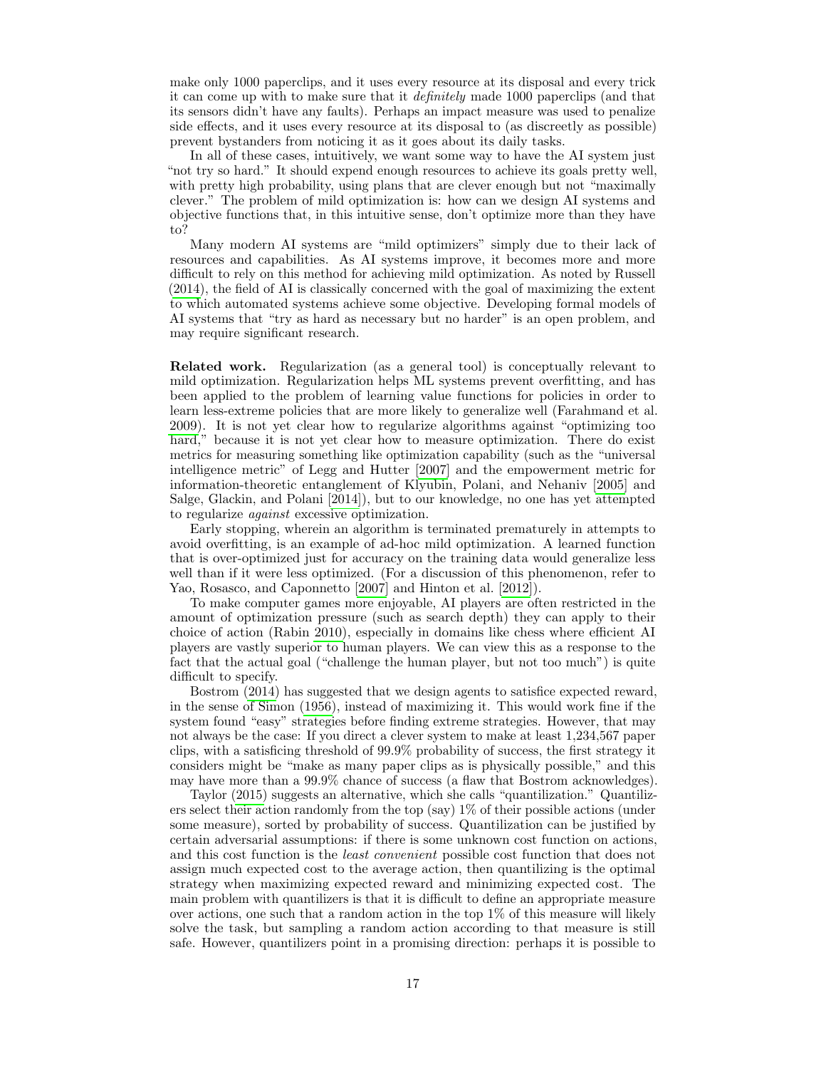make only 1000 paperclips, and it uses every resource at its disposal and every trick it can come up with to make sure that it *definitely* made 1000 paperclips (and that its sensors didn't have any faults). Perhaps an impact measure was used to penalize side effects, and it uses every resource at its disposal to (as discreetly as possible) prevent bystanders from noticing it as it goes about its daily tasks.

In all of these cases, intuitively, we want some way to have the AI system just "not try so hard." It should expend enough resources to achieve its goals pretty well, with pretty high probability, using plans that are clever enough but not "maximally clever." The problem of mild optimization is: how can we design AI systems and objective functions that, in this intuitive sense, don't optimize more than they have to?

Many modern AI systems are "mild optimizers" simply due to their lack of resources and capabilities. As AI systems improve, it becomes more and more difficult to rely on this method for achieving mild optimization. As noted by Russell (2014), the field of AI is classically concerned with the goal of maximizing the extent to which automated systems achieve some objective. Developing formal models of AI systems that "try as hard as necessary but no harder" is an open problem, and may require significant research.

**Related work.** Regularization (as a general tool) is conceptually relevant to mild optimization. Regularization helps ML systems prevent overfitting, and has been applied to the problem of learning value functions for policies in order to learn less-extreme policies that are more likely to generalize well (Farahmand et al. 2009). It is not yet clear how to regularize algorithms against "optimizing too hard," because it is not yet clear how to measure optimization. There do exist metrics for measuring something like optimization capability (such as the "universal intelligence metric" of Legg and Hutter [2007] and the empowerment metric for information-theoretic entanglement of Klyubin, Polani, and Nehaniv [2005] and Salge, Glackin, and Polani [2014]), but to our knowledge, no one has yet attempted to regularize *against* excessive optimization.

Early stopping, wherein an algorithm is terminated prematurely in attempts to avoid overfitting, is an example of ad-hoc mild optimization. A learned function that is over-optimized just for accuracy on the training data would generalize less well than if it were less optimized. (For a discussion of this phenomenon, refer to Yao, Rosasco, and Caponnetto [2007] and Hinton et al. [2012]).

To make computer games more enjoyable, AI players are often restricted in the amount of optimization pressure (such as search depth) they can apply to their choice of action (Rabin 2010), especially in domains like chess where efficient AI players are vastly superior to human players. We can view this as a response to the fact that the actual goal ("challenge the human player, but not too much") is quite difficult to specify.

Bostrom (2014) has suggested that we design agents to satisfice expected reward, in the sense of Simon (1956), instead of maximizing it. This would work fine if the system found "easy" strategies before finding extreme strategies. However, that may not always be the case: If you direct a clever system to make at least 1,234,567 paper clips, with a satisficing threshold of 99.9% probability of success, the first strategy it considers might be "make as many paper clips as is physically possible," and this may have more than a 99.9% chance of success (a flaw that Bostrom acknowledges).

Taylor (2015) suggests an alternative, which she calls "quantilization." Quantilizers select their action randomly from the top (say) 1% of their possible actions (under some measure), sorted by probability of success. Quantilization can be justified by certain adversarial assumptions: if there is some unknown cost function on actions, and this cost function is the *least convenient* possible cost function that does not assign much expected cost to the average action, then quantilizing is the optimal strategy when maximizing expected reward and minimizing expected cost. The main problem with quantilizers is that it is difficult to define an appropriate measure over actions, one such that a random action in the top 1% of this measure will likely solve the task, but sampling a random action according to that measure is still safe. However, quantilizers point in a promising direction: perhaps it is possible to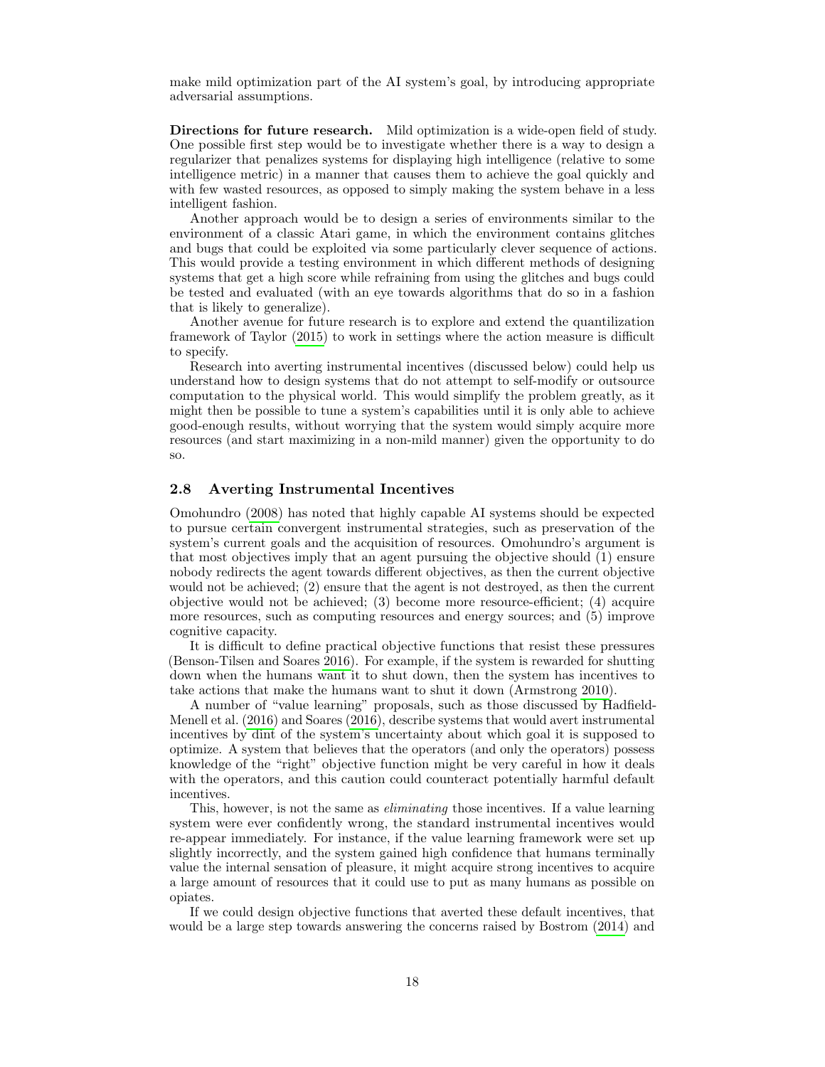make mild optimization part of the AI system's goal, by introducing appropriate adversarial assumptions.

**Directions for future research.** Mild optimization is a wide-open field of study. One possible first step would be to investigate whether there is a way to design a regularizer that penalizes systems for displaying high intelligence (relative to some intelligence metric) in a manner that causes them to achieve the goal quickly and with few wasted resources, as opposed to simply making the system behave in a less intelligent fashion.

Another approach would be to design a series of environments similar to the environment of a classic Atari game, in which the environment contains glitches and bugs that could be exploited via some particularly clever sequence of actions. This would provide a testing environment in which different methods of designing systems that get a high score while refraining from using the glitches and bugs could be tested and evaluated (with an eye towards algorithms that do so in a fashion that is likely to generalize).

Another avenue for future research is to explore and extend the quantilization framework of Taylor (2015) to work in settings where the action measure is difficult to specify.

Research into averting instrumental incentives (discussed below) could help us understand how to design systems that do not attempt to self-modify or outsource computation to the physical world. This would simplify the problem greatly, as it might then be possible to tune a system's capabilities until it is only able to achieve good-enough results, without worrying that the system would simply acquire more resources (and start maximizing in a non-mild manner) given the opportunity to do so.

### 2.8 Averting Instrumental Incentives

Omohundro (2008) has noted that highly capable AI systems should be expected to pursue certain convergent instrumental strategies, such as preservation of the system's current goals and the acquisition of resources. Omohundro's argument is that most objectives imply that an agent pursuing the objective should (1) ensure nobody redirects the agent towards different objectives, as then the current objective would not be achieved; (2) ensure that the agent is not destroyed, as then the current objective would not be achieved; (3) become more resource-efficient; (4) acquire more resources, such as computing resources and energy sources; and (5) improve cognitive capacity.

It is difficult to define practical objective functions that resist these pressures (Benson-Tilsen and Soares 2016). For example, if the system is rewarded for shutting down when the humans want it to shut down, then the system has incentives to take actions that make the humans want to shut it down (Armstrong 2010).

A number of "value learning" proposals, such as those discussed by Hadfield-Menell et al. (2016) and Soares (2016), describe systems that would avert instrumental incentives by dint of the system's uncertainty about which goal it is supposed to optimize. A system that believes that the operators (and only the operators) possess knowledge of the "right" objective function might be very careful in how it deals with the operators, and this caution could counteract potentially harmful default incentives.

This, however, is not the same as *eliminating* those incentives. If a value learning system were ever confidently wrong, the standard instrumental incentives would re-appear immediately. For instance, if the value learning framework were set up slightly incorrectly, and the system gained high confidence that humans terminally value the internal sensation of pleasure, it might acquire strong incentives to acquire a large amount of resources that it could use to put as many humans as possible on opiates.

If we could design objective functions that averted these default incentives, that would be a large step towards answering the concerns raised by Bostrom (2014) and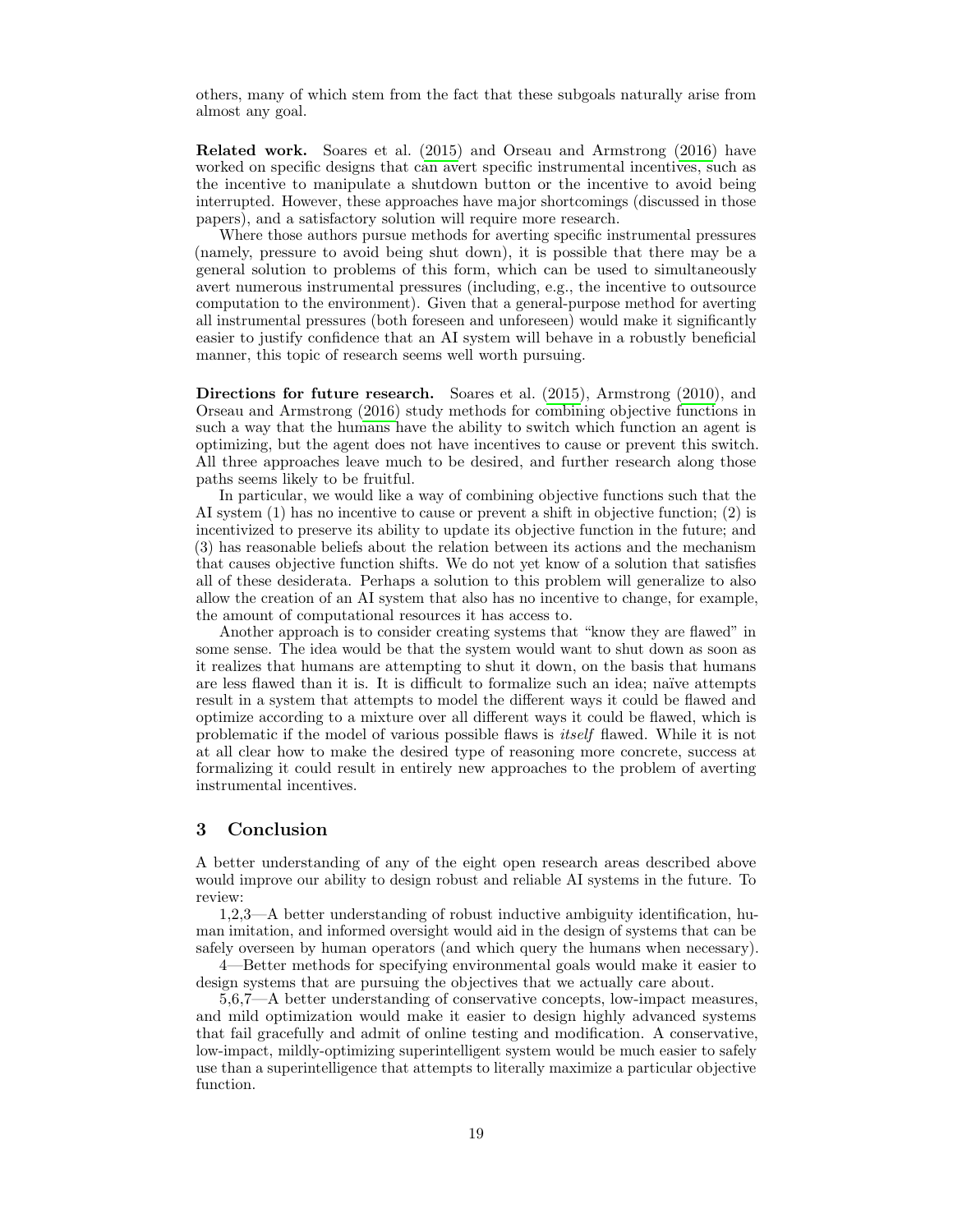others, many of which stem from the fact that these subgoals naturally arise from almost any goal.

**Related work.** Soares et al. (2015) and Orseau and Armstrong (2016) have worked on specific designs that can avert specific instrumental incentives, such as the incentive to manipulate a shutdown button or the incentive to avoid being interrupted. However, these approaches have major shortcomings (discussed in those papers), and a satisfactory solution will require more research.

Where those authors pursue methods for averting specific instrumental pressures (namely, pressure to avoid being shut down), it is possible that there may be a general solution to problems of this form, which can be used to simultaneously avert numerous instrumental pressures (including, e.g., the incentive to outsource computation to the environment). Given that a general-purpose method for averting all instrumental pressures (both foreseen and unforeseen) would make it significantly easier to justify confidence that an AI system will behave in a robustly beneficial manner, this topic of research seems well worth pursuing.

**Directions for future research.** Soares et al. (2015), Armstrong (2010), and Orseau and Armstrong (2016) study methods for combining objective functions in such a way that the humans have the ability to switch which function an agent is optimizing, but the agent does not have incentives to cause or prevent this switch. All three approaches leave much to be desired, and further research along those paths seems likely to be fruitful.

In particular, we would like a way of combining objective functions such that the AI system (1) has no incentive to cause or prevent a shift in objective function; (2) is incentivized to preserve its ability to update its objective function in the future; and (3) has reasonable beliefs about the relation between its actions and the mechanism that causes objective function shifts. We do not yet know of a solution that satisfies all of these desiderata. Perhaps a solution to this problem will generalize to also allow the creation of an AI system that also has no incentive to change, for example, the amount of computational resources it has access to.

Another approach is to consider creating systems that "know they are flawed" in some sense. The idea would be that the system would want to shut down as soon as it realizes that humans are attempting to shut it down, on the basis that humans are less flawed than it is. It is difficult to formalize such an idea; naïve attempts result in a system that attempts to model the different ways it could be flawed and optimize according to a mixture over all different ways it could be flawed, which is problematic if the model of various possible flaws is *itself* flawed. While it is not at all clear how to make the desired type of reasoning more concrete, success at formalizing it could result in entirely new approaches to the problem of averting instrumental incentives.

## 3 Conclusion

A better understanding of any of the eight open research areas described above would improve our ability to design robust and reliable AI systems in the future. To review:

1,2,3—A better understanding of robust inductive ambiguity identification, human imitation, and informed oversight would aid in the design of systems that can be safely overseen by human operators (and which query the humans when necessary).

4—Better methods for specifying environmental goals would make it easier to design systems that are pursuing the objectives that we actually care about.

5,6,7—A better understanding of conservative concepts, low-impact measures, and mild optimization would make it easier to design highly advanced systems that fail gracefully and admit of online testing and modification. A conservative, low-impact, mildly-optimizing superintelligent system would be much easier to safely use than a superintelligence that attempts to literally maximize a particular objective function.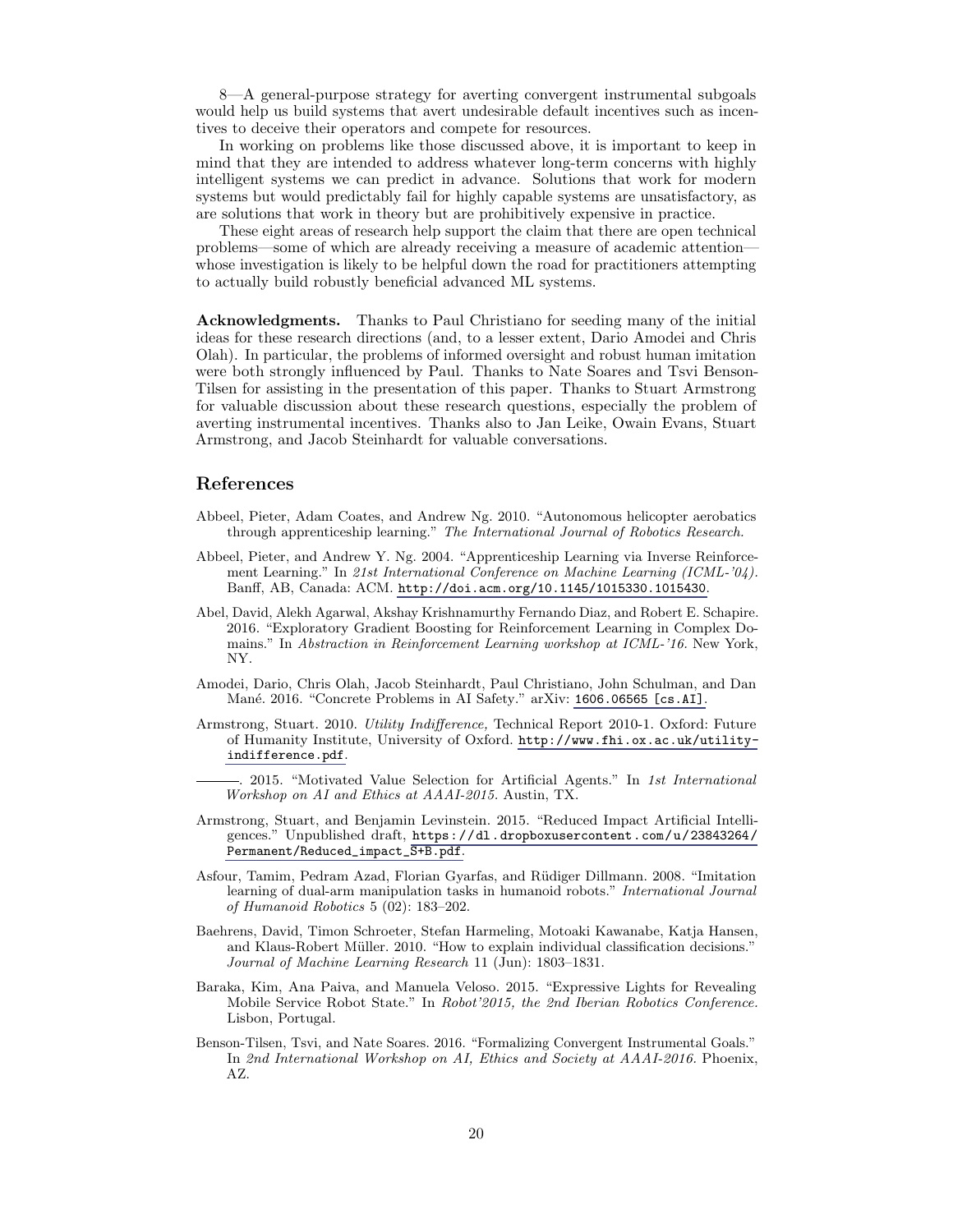8—A general-purpose strategy for averting convergent instrumental subgoals would help us build systems that avert undesirable default incentives such as incentives to deceive their operators and compete for resources.

In working on problems like those discussed above, it is important to keep in mind that they are intended to address whatever long-term concerns with highly intelligent systems we can predict in advance. Solutions that work for modern systems but would predictably fail for highly capable systems are unsatisfactory, as are solutions that work in theory but are prohibitively expensive in practice.

These eight areas of research help support the claim that there are open technical problems—some of which are already receiving a measure of academic attention—whose investigation is likely to be helpful down the road for practitioners attempting to actually build robustly beneficial advanced ML systems.

**Acknowledgments.** Thanks to Paul Christiano for seeding many of the initial ideas for these research directions (and, to a lesser extent, Dario Amodei and Chris Olah). In particular, the problems of informed oversight and robust human imitation were both strongly influenced by Paul. Thanks to Nate Soares and Tsvi Benson-Tilsen for assisting in the presentation of this paper. Thanks to Stuart Armstrong for valuable discussion about these research questions, especially the problem of averting instrumental incentives. Thanks also to Jan Leike, Owain Evans, Stuart Armstrong, and Jacob Steinhardt for valuable conversations.

## References

Abbeel, Pieter, Adam Coates, and Andrew Ng. 2010. "Autonomous helicopter aerobatics through apprenticeship learning." *The International Journal of Robotics Research.*

Abbeel, Pieter, and Andrew Y. Ng. 2004. "Apprenticeship Learning via Inverse Reinforcement Learning." In *21st International Conference on Machine Learning (ICML-'04).* Banff, AB, Canada: ACM. http://doi.acm.org/10.1145/1015330.1015430.

Abel, David, Alekh Agarwal, Akshay Krishnamurthy Fernando Diaz, and Robert E. Schapire. 2016. "Exploratory Gradient Boosting for Reinforcement Learning in Complex Domains." In *Abstraction in Reinforcement Learning workshop at ICML-'16.* New York, NY.

Amodei, Dario, Chris Olah, Jacob Steinhardt, Paul Christiano, John Schulman, and Dan Mané. 2016. "Concrete Problems in AI Safety." arXiv: 1606.06565 [cs.AI].

Armstrong, Stuart. 2010. *Utility Indifference,* Technical Report 2010-1. Oxford: Future of Humanity Institute, University of Oxford. http://www.fhi.ox.ac.uk/utility-indifference.pdf.

———. 2015. "Motivated Value Selection for Artificial Agents." In *1st International Workshop on AI and Ethics at AAAI-2015.* Austin, TX.

Armstrong, Stuart, and Benjamin Levinstein. 2015. "Reduced Impact Artificial Intelligences." Unpublished draft, https://dl.dropboxusercontent.com/u/23843264/Permanent/Reduced_impact_S+B.pdf.

Asfour, Tamim, Pedram Azad, Florian Gyarfas, and Rüdiger Dillmann. 2008. "Imitation learning of dual-arm manipulation tasks in humanoid robots." *International Journal of Humanoid Robotics* 5 (02): 183–202.

Baehrens, David, Timon Schroeter, Stefan Harmeling, Motoaki Kawanabe, Katja Hansen, and Klaus-Robert Müller. 2010. "How to explain individual classification decisions." *Journal of Machine Learning Research* 11 (Jun): 1803–1831.

Baraka, Kim, Ana Paiva, and Manuela Veloso. 2015. "Expressive Lights for Revealing Mobile Service Robot State." In *Robot'2015, the 2nd Iberian Robotics Conference.* Lisbon, Portugal.

Benson-Tilsen, Tsvi, and Nate Soares. 2016. "Formalizing Convergent Instrumental Goals." In *2nd International Workshop on AI, Ethics and Society at AAAI-2016.* Phoenix, AZ.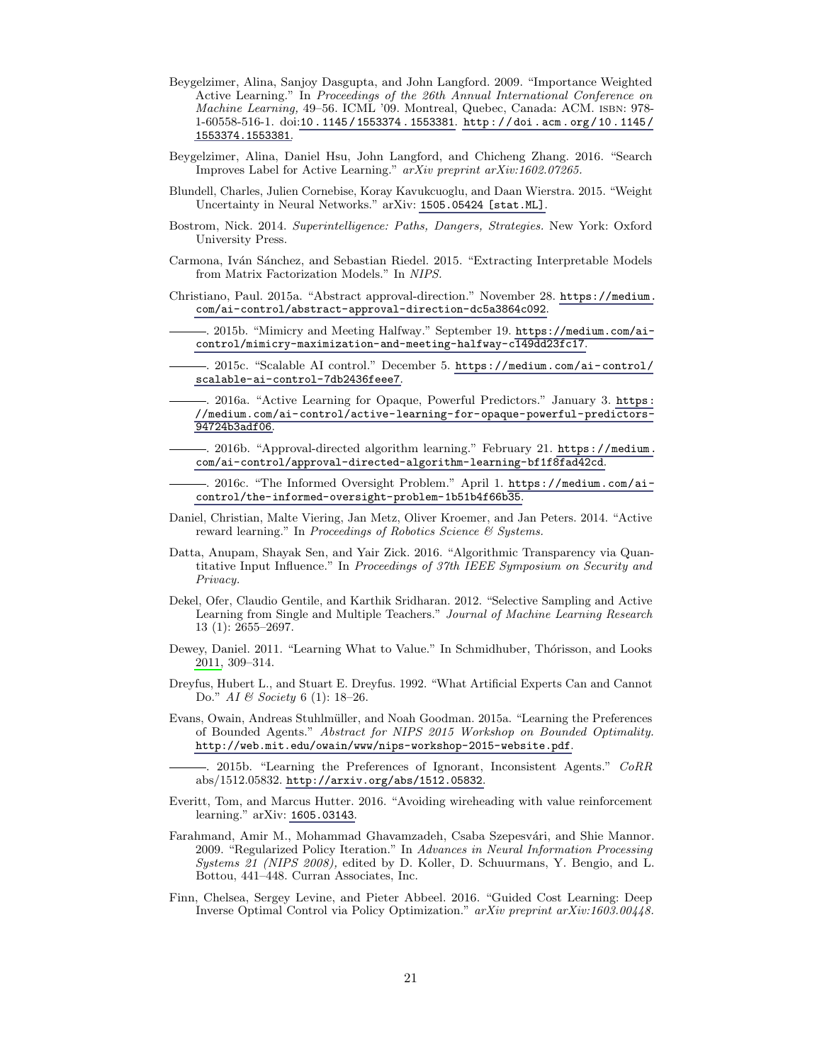Beygelzimer, Alina, Sanjoy Dasgupta, and John Langford. 2009. "Importance Weighted Active Learning." In *Proceedings of the 26th Annual International Conference on Machine Learning,* 49–56. ICML '09. Montreal, Quebec, Canada: ACM. isbn: 978-1-60558-516-1. doi:10.1145/1553374.1553381. http://doi.acm.org/10.1145/1553374.1553381.

Beygelzimer, Alina, Daniel Hsu, John Langford, and Chicheng Zhang. 2016. "Search Improves Label for Active Learning." *arXiv preprint arXiv:1602.07265.*

Blundell, Charles, Julien Cornebise, Koray Kavukcuoglu, and Daan Wierstra. 2015. "Weight Uncertainty in Neural Networks." arXiv: 1505.05424 [stat.ML].

Bostrom, Nick. 2014. *Superintelligence: Paths, Dangers, Strategies.* New York: Oxford University Press.

Carmona, Iván Sánchez, and Sebastian Riedel. 2015. "Extracting Interpretable Models from Matrix Factorization Models." In *NIPS.*

Christiano, Paul. 2015a. "Abstract approval-direction." November 28. https://medium.com/ai-control/abstract-approval-direction-dc5a3864c092.

———. 2015b. "Mimicry and Meeting Halfway." September 19. https://medium.com/ai-control/mimicry-maximization-and-meeting-halfway-c149dd23fc17.

———. 2015c. "Scalable AI control." December 5. https://medium.com/ai-control/scalable-ai-control-7db2436feee7.

———. 2016a. "Active Learning for Opaque, Powerful Predictors." January 3. https://medium.com/ai-control/active-learning-for-opaque-powerful-predictors-94724b3adf06.

———. 2016b. "Approval-directed algorithm learning." February 21. https://medium.com/ai-control/approval-directed-algorithm-learning-bf1f8fad42cd.

———. 2016c. "The Informed Oversight Problem." April 1. https://medium.com/ai-control/the-informed-oversight-problem-1b51b4f66b35.

Daniel, Christian, Malte Viering, Jan Metz, Oliver Kroemer, and Jan Peters. 2014. "Active reward learning." In *Proceedings of Robotics Science & Systems.*

Datta, Anupam, Shayak Sen, and Yair Zick. 2016. "Algorithmic Transparency via Quantitative Input Influence." In *Proceedings of 37th IEEE Symposium on Security and Privacy.*

Dekel, Ofer, Claudio Gentile, and Karthik Sridharan. 2012. "Selective Sampling and Active Learning from Single and Multiple Teachers." *Journal of Machine Learning Research* 13 (1): 2655–2697.

Dewey, Daniel. 2011. "Learning What to Value." In Schmidhuber, Thórisson, and Looks 2011, 309–314.

Dreyfus, Hubert L., and Stuart E. Dreyfus. 1992. "What Artificial Experts Can and Cannot Do." *AI & Society* 6 (1): 18–26.

Evans, Owain, Andreas Stuhlmüller, and Noah Goodman. 2015a. "Learning the Preferences of Bounded Agents." *Abstract for NIPS 2015 Workshop on Bounded Optimality.* http://web.mit.edu/owain/www/nips-workshop-2015-website.pdf.

———. 2015b. "Learning the Preferences of Ignorant, Inconsistent Agents." *CoRR* abs/1512.05832. http://arxiv.org/abs/1512.05832.

Everitt, Tom, and Marcus Hutter. 2016. "Avoiding wireheading with value reinforcement learning." arXiv: 1605.03143.

Farahmand, Amir M., Mohammad Ghavamzadeh, Csaba Szepesvári, and Shie Mannor. 2009. "Regularized Policy Iteration." In *Advances in Neural Information Processing Systems 21 (NIPS 2008),* edited by D. Koller, D. Schuurmans, Y. Bengio, and L. Bottou, 441–448. Curran Associates, Inc.

Finn, Chelsea, Sergey Levine, and Pieter Abbeel. 2016. "Guided Cost Learning: Deep Inverse Optimal Control via Policy Optimization." *arXiv preprint arXiv:1603.00448.*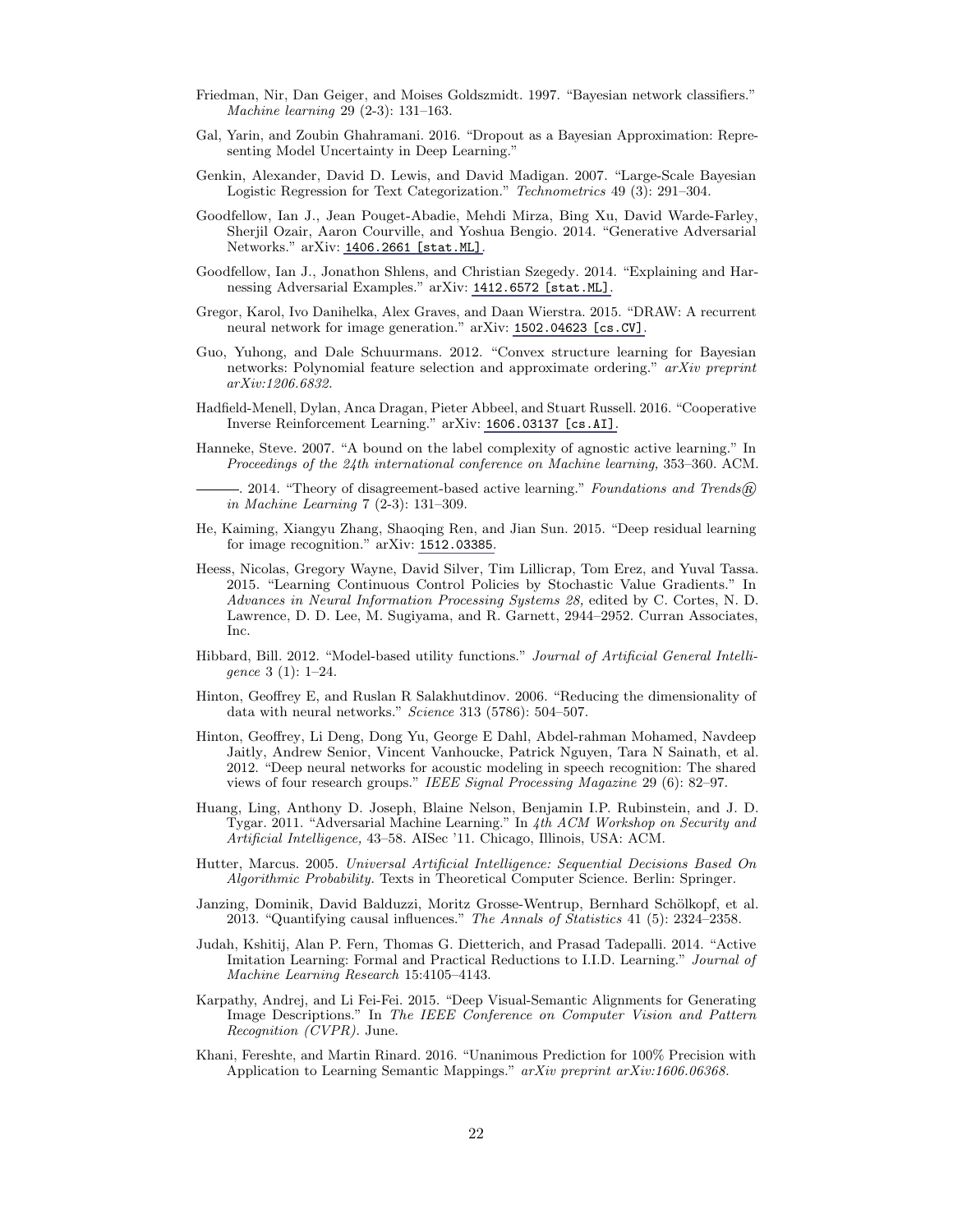Friedman, Nir, Dan Geiger, and Moises Goldszmidt. 1997. "Bayesian network classifiers." *Machine learning* 29 (2-3): 131–163.

Gal, Yarin, and Zoubin Ghahramani. 2016. "Dropout as a Bayesian Approximation: Representing Model Uncertainty in Deep Learning."

Genkin, Alexander, David D. Lewis, and David Madigan. 2007. "Large-Scale Bayesian Logistic Regression for Text Categorization." *Technometrics* 49 (3): 291–304.

Goodfellow, Ian J., Jean Pouget-Abadie, Mehdi Mirza, Bing Xu, David Warde-Farley, Sherjil Ozair, Aaron Courville, and Yoshua Bengio. 2014. "Generative Adversarial Networks." arXiv: 1406.2661 [stat.ML].

Goodfellow, Ian J., Jonathon Shlens, and Christian Szegedy. 2014. "Explaining and Harnessing Adversarial Examples." arXiv: 1412.6572 [stat.ML].

Gregor, Karol, Ivo Danihelka, Alex Graves, and Daan Wierstra. 2015. "DRAW: A recurrent neural network for image generation." arXiv: 1502.04623 [cs.CV].

Guo, Yuhong, and Dale Schuurmans. 2012. "Convex structure learning for Bayesian networks: Polynomial feature selection and approximate ordering." *arXiv preprint arXiv:1206.6832.*

Hadfield-Menell, Dylan, Anca Dragan, Pieter Abbeel, and Stuart Russell. 2016. "Cooperative Inverse Reinforcement Learning." arXiv: 1606.03137 [cs.AI].

Hanneke, Steve. 2007. "A bound on the label complexity of agnostic active learning." In *Proceedings of the 24th international conference on Machine learning,* 353–360. ACM.

———. 2014. "Theory of disagreement-based active learning." *Foundations and Trends® in Machine Learning* 7 (2-3): 131–309.

He, Kaiming, Xiangyu Zhang, Shaoqing Ren, and Jian Sun. 2015. "Deep residual learning for image recognition." arXiv: 1512.03385.

Heess, Nicolas, Gregory Wayne, David Silver, Tim Lillicrap, Tom Erez, and Yuval Tassa. 2015. "Learning Continuous Control Policies by Stochastic Value Gradients." In *Advances in Neural Information Processing Systems 28,* edited by C. Cortes, N. D. Lawrence, D. D. Lee, M. Sugiyama, and R. Garnett, 2944–2952. Curran Associates, Inc.

Hibbard, Bill. 2012. "Model-based utility functions." *Journal of Artificial General Intelligence* 3 (1): 1–24.

Hinton, Geoffrey E, and Ruslan R Salakhutdinov. 2006. "Reducing the dimensionality of data with neural networks." *Science* 313 (5786): 504–507.

Hinton, Geoffrey, Li Deng, Dong Yu, George E Dahl, Abdel-rahman Mohamed, Navdeep Jaitly, Andrew Senior, Vincent Vanhoucke, Patrick Nguyen, Tara N Sainath, et al. 2012. "Deep neural networks for acoustic modeling in speech recognition: The shared views of four research groups." *IEEE Signal Processing Magazine* 29 (6): 82–97.

Huang, Ling, Anthony D. Joseph, Blaine Nelson, Benjamin I.P. Rubinstein, and J. D. Tygar. 2011. "Adversarial Machine Learning." In *4th ACM Workshop on Security and Artificial Intelligence,* 43–58. AISec '11. Chicago, Illinois, USA: ACM.

Hutter, Marcus. 2005. *Universal Artificial Intelligence: Sequential Decisions Based On Algorithmic Probability.* Texts in Theoretical Computer Science. Berlin: Springer.

Janzing, Dominik, David Balduzzi, Moritz Grosse-Wentrup, Bernhard Schölkopf, et al. 2013. "Quantifying causal influences." *The Annals of Statistics* 41 (5): 2324–2358.

Judah, Kshitij, Alan P. Fern, Thomas G. Dietterich, and Prasad Tadepalli. 2014. "Active Imitation Learning: Formal and Practical Reductions to I.I.D. Learning." *Journal of Machine Learning Research* 15:4105–4143.

Karpathy, Andrej, and Li Fei-Fei. 2015. "Deep Visual-Semantic Alignments for Generating Image Descriptions." In *The IEEE Conference on Computer Vision and Pattern Recognition (CVPR).* June.

Khani, Fereshte, and Martin Rinard. 2016. "Unanimous Prediction for 100% Precision with Application to Learning Semantic Mappings." *arXiv preprint arXiv:1606.06368.*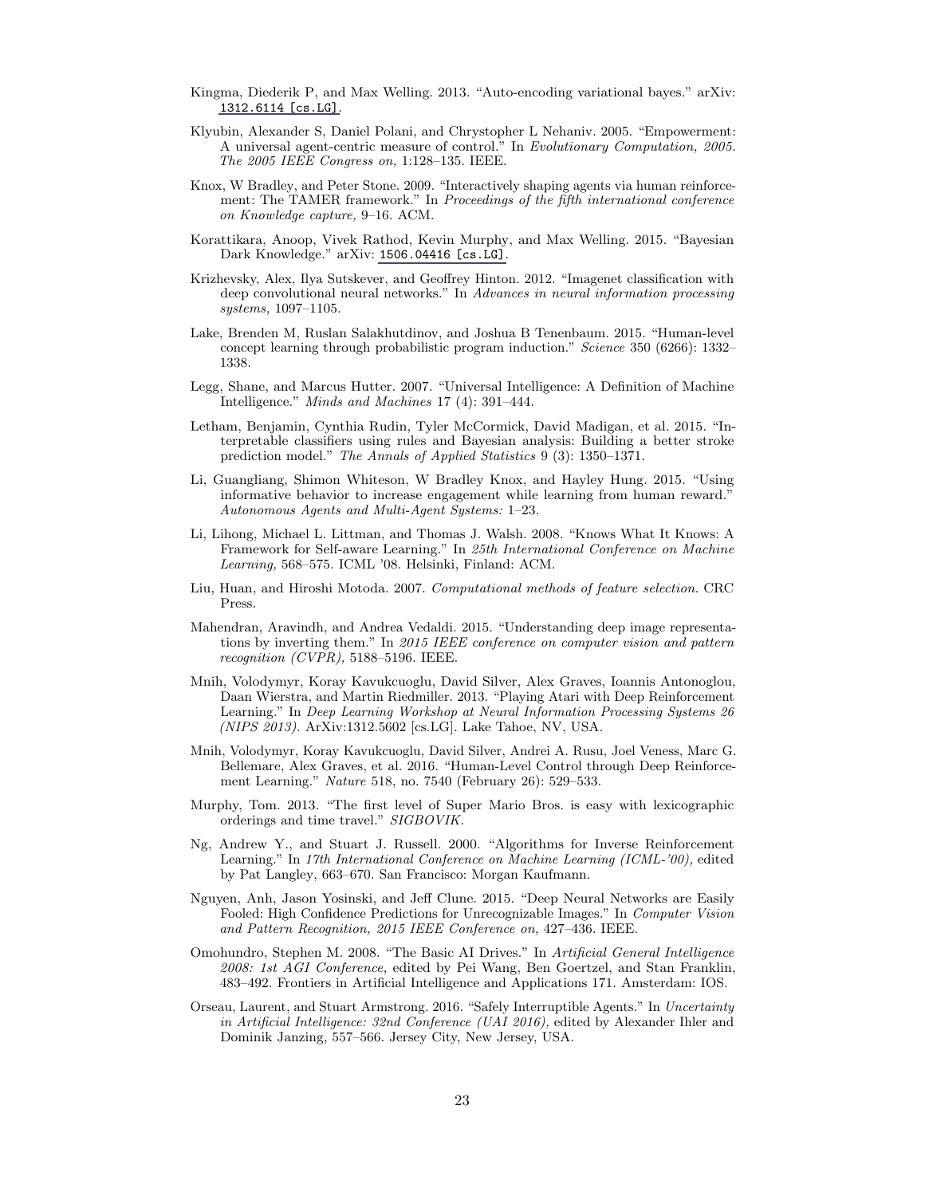Kingma, Diederik P, and Max Welling. 2013. "Auto-encoding variational bayes." arXiv: 1312.6114 [cs.LG].

Klyubin, Alexander S, Daniel Polani, and Chrystopher L Nehaniv. 2005. "Empowerment: A universal agent-centric measure of control." In *Evolutionary Computation, 2005. The 2005 IEEE Congress on,* 1:128–135. IEEE.

Knox, W Bradley, and Peter Stone. 2009. "Interactively shaping agents via human reinforcement: The TAMER framework." In *Proceedings of the fifth international conference on Knowledge capture,* 9–16. ACM.

Korattikara, Anoop, Vivek Rathod, Kevin Murphy, and Max Welling. 2015. "Bayesian Dark Knowledge." arXiv: 1506.04416 [cs.LG].

Krizhevsky, Alex, Ilya Sutskever, and Geoffrey Hinton. 2012. "Imagenet classification with deep convolutional neural networks." In *Advances in neural information processing systems,* 1097–1105.

Lake, Brenden M, Ruslan Salakhutdinov, and Joshua B Tenenbaum. 2015. "Human-level concept learning through probabilistic program induction." *Science* 350 (6266): 1332–1338.

Legg, Shane, and Marcus Hutter. 2007. "Universal Intelligence: A Definition of Machine Intelligence." *Minds and Machines* 17 (4): 391–444.

Letham, Benjamin, Cynthia Rudin, Tyler McCormick, David Madigan, et al. 2015. "Interpretable classifiers using rules and Bayesian analysis: Building a better stroke prediction model." *The Annals of Applied Statistics* 9 (3): 1350–1371.

Li, Guangliang, Shimon Whiteson, W Bradley Knox, and Hayley Hung. 2015. "Using informative behavior to increase engagement while learning from human reward." *Autonomous Agents and Multi-Agent Systems:* 1–23.

Li, Lihong, Michael L. Littman, and Thomas J. Walsh. 2008. "Knows What It Knows: A Framework for Self-aware Learning." In *25th International Conference on Machine Learning,* 568–575. ICML '08. Helsinki, Finland: ACM.

Liu, Huan, and Hiroshi Motoda. 2007. *Computational methods of feature selection.* CRC Press.

Mahendran, Aravindh, and Andrea Vedaldi. 2015. "Understanding deep image representations by inverting them." In *2015 IEEE conference on computer vision and pattern recognition (CVPR),* 5188–5196. IEEE.

Mnih, Volodymyr, Koray Kavukcuoglu, David Silver, Alex Graves, Ioannis Antonoglou, Daan Wierstra, and Martin Riedmiller. 2013. "Playing Atari with Deep Reinforcement Learning." In *Deep Learning Workshop at Neural Information Processing Systems 26 (NIPS 2013).* ArXiv:1312.5602 [cs.LG]. Lake Tahoe, NV, USA.

Mnih, Volodymyr, Koray Kavukcuoglu, David Silver, Andrei A. Rusu, Joel Veness, Marc G. Bellemare, Alex Graves, et al. 2016. "Human-Level Control through Deep Reinforcement Learning." *Nature* 518, no. 7540 (February 26): 529–533.

Murphy, Tom. 2013. "The first level of Super Mario Bros. is easy with lexicographic orderings and time travel." *SIGBOVIK.*

Ng, Andrew Y., and Stuart J. Russell. 2000. "Algorithms for Inverse Reinforcement Learning." In *17th International Conference on Machine Learning (ICML-'00),* edited by Pat Langley, 663–670. San Francisco: Morgan Kaufmann.

Nguyen, Anh, Jason Yosinski, and Jeff Clune. 2015. "Deep Neural Networks are Easily Fooled: High Confidence Predictions for Unrecognizable Images." In *Computer Vision and Pattern Recognition, 2015 IEEE Conference on,* 427–436. IEEE.

Omohundro, Stephen M. 2008. "The Basic AI Drives." In *Artificial General Intelligence 2008: 1st AGI Conference,* edited by Pei Wang, Ben Goertzel, and Stan Franklin, 483–492. Frontiers in Artificial Intelligence and Applications 171. Amsterdam: IOS.

Orseau, Laurent, and Stuart Armstrong. 2016. "Safely Interruptible Agents." In *Uncertainty in Artificial Intelligence: 32nd Conference (UAI 2016),* edited by Alexander Ihler and Dominik Janzing, 557–566. Jersey City, New Jersey, USA.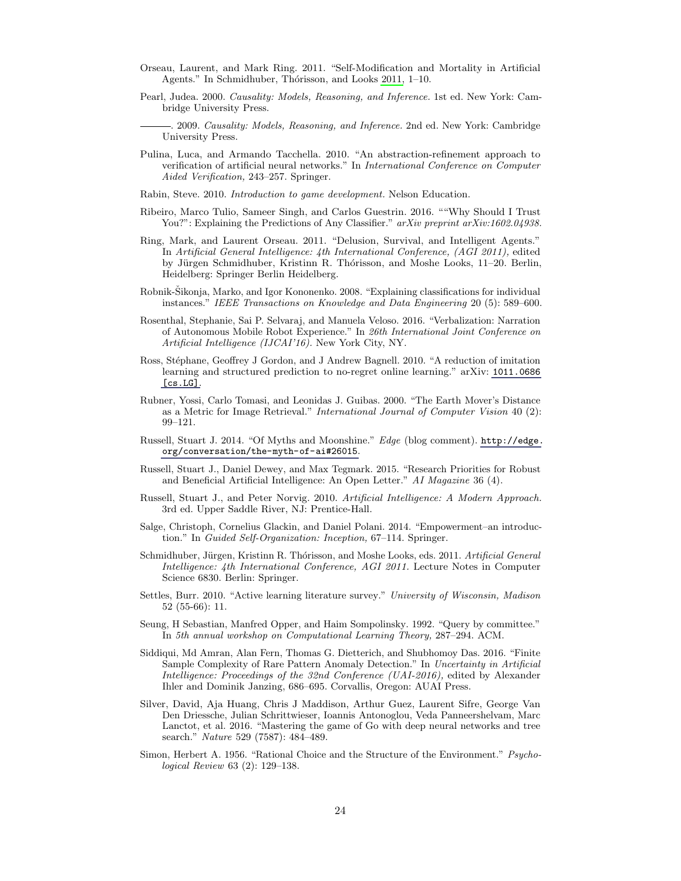Orseau, Laurent, and Mark Ring. 2011. "Self-Modification and Mortality in Artificial Agents." In Schmidhuber, Thórisson, and Looks 2011, 1–10.

Pearl, Judea. 2000. *Causality: Models, Reasoning, and Inference.* 1st ed. New York: Cambridge University Press.

———. 2009. *Causality: Models, Reasoning, and Inference.* 2nd ed. New York: Cambridge University Press.

Pulina, Luca, and Armando Tacchella. 2010. "An abstraction-refinement approach to verification of artificial neural networks." In *International Conference on Computer Aided Verification,* 243–257. Springer.

Rabin, Steve. 2010. *Introduction to game development.* Nelson Education.

Ribeiro, Marco Tulio, Sameer Singh, and Carlos Guestrin. 2016. ""Why Should I Trust You?": Explaining the Predictions of Any Classifier." *arXiv preprint arXiv:1602.04938.*

Ring, Mark, and Laurent Orseau. 2011. "Delusion, Survival, and Intelligent Agents." In *Artificial General Intelligence: 4th International Conference, (AGI 2011),* edited by Jürgen Schmidhuber, Kristinn R. Thórisson, and Moshe Looks, 11–20. Berlin, Heidelberg: Springer Berlin Heidelberg.

Robnik-Šikonja, Marko, and Igor Kononenko. 2008. "Explaining classifications for individual instances." *IEEE Transactions on Knowledge and Data Engineering* 20 (5): 589–600.

Rosenthal, Stephanie, Sai P. Selvaraj, and Manuela Veloso. 2016. "Verbalization: Narration of Autonomous Mobile Robot Experience." In *26th International Joint Conference on Artificial Intelligence (IJCAI'16).* New York City, NY.

Ross, Stéphane, Geoffrey J Gordon, and J Andrew Bagnell. 2010. "A reduction of imitation learning and structured prediction to no-regret online learning." arXiv: `1011.0686 [cs.LG]`.

Rubner, Yossi, Carlo Tomasi, and Leonidas J. Guibas. 2000. "The Earth Mover's Distance as a Metric for Image Retrieval." *International Journal of Computer Vision* 40 (2): 99–121.

Russell, Stuart J. 2014. "Of Myths and Moonshine." *Edge* (blog comment). `http://edge.org/conversation/the-myth-of-ai#26015`.

Russell, Stuart J., Daniel Dewey, and Max Tegmark. 2015. "Research Priorities for Robust and Beneficial Artificial Intelligence: An Open Letter." *AI Magazine* 36 (4).

Russell, Stuart J., and Peter Norvig. 2010. *Artificial Intelligence: A Modern Approach.* 3rd ed. Upper Saddle River, NJ: Prentice-Hall.

Salge, Christoph, Cornelius Glackin, and Daniel Polani. 2014. "Empowerment–an introduction." In *Guided Self-Organization: Inception,* 67–114. Springer.

Schmidhuber, Jürgen, Kristinn R. Thórisson, and Moshe Looks, eds. 2011. *Artificial General Intelligence: 4th International Conference, AGI 2011.* Lecture Notes in Computer Science 6830. Berlin: Springer.

Settles, Burr. 2010. "Active learning literature survey." *University of Wisconsin, Madison* 52 (55-66): 11.

Seung, H Sebastian, Manfred Opper, and Haim Sompolinsky. 1992. "Query by committee." In *5th annual workshop on Computational Learning Theory,* 287–294. ACM.

Siddiqui, Md Amran, Alan Fern, Thomas G. Dietterich, and Shubhomoy Das. 2016. "Finite Sample Complexity of Rare Pattern Anomaly Detection." In *Uncertainty in Artificial Intelligence: Proceedings of the 32nd Conference (UAI-2016),* edited by Alexander Ihler and Dominik Janzing, 686–695. Corvallis, Oregon: AUAI Press.

Silver, David, Aja Huang, Chris J Maddison, Arthur Guez, Laurent Sifre, George Van Den Driessche, Julian Schrittwieser, Ioannis Antonoglou, Veda Panneershelvam, Marc Lanctot, et al. 2016. "Mastering the game of Go with deep neural networks and tree search." *Nature* 529 (7587): 484–489.

Simon, Herbert A. 1956. "Rational Choice and the Structure of the Environment." *Psychological Review* 63 (2): 129–138.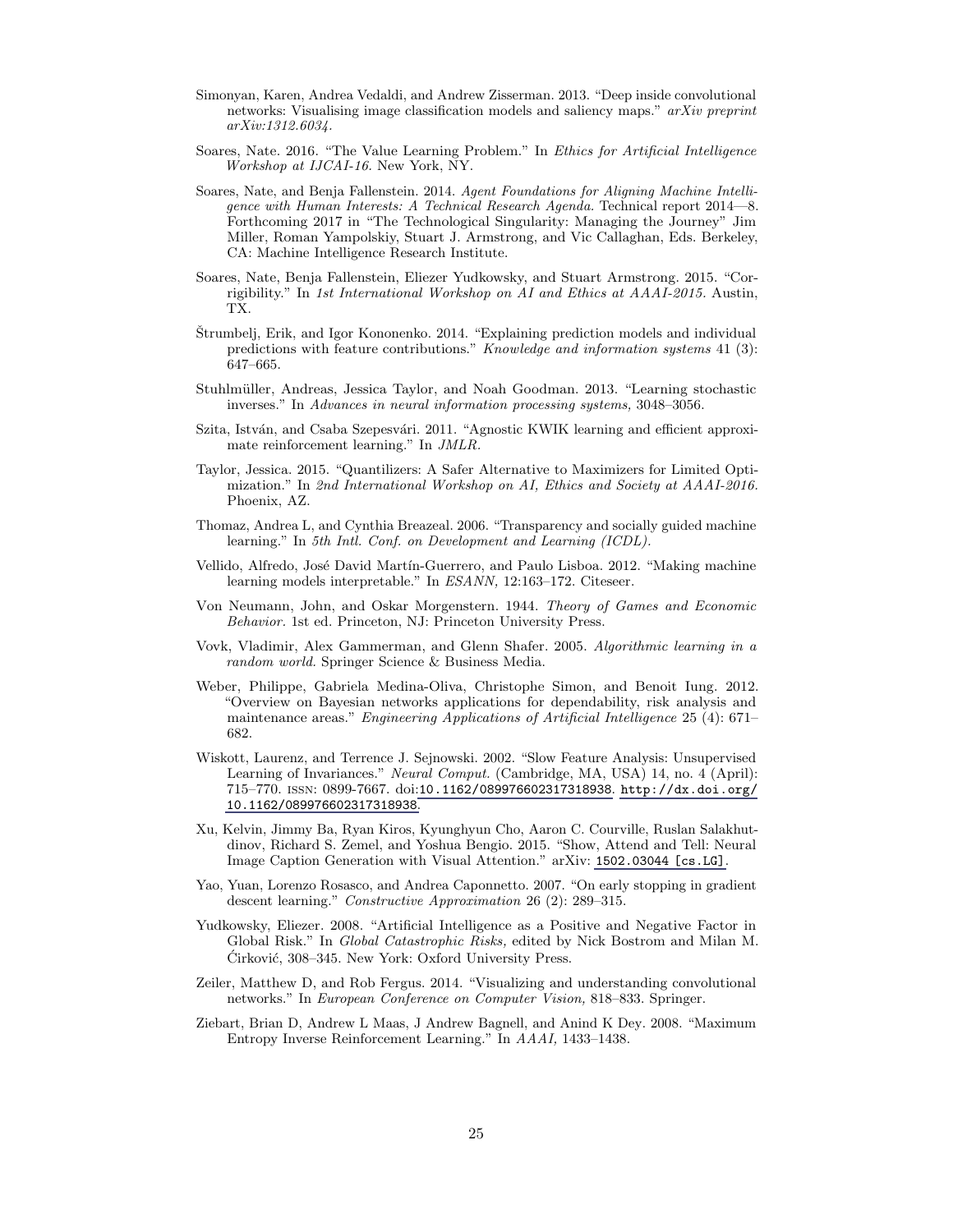Simonyan, Karen, Andrea Vedaldi, and Andrew Zisserman. 2013. "Deep inside convolutional networks: Visualising image classification models and saliency maps." *arXiv preprint arXiv:1312.6034*.

Soares, Nate. 2016. "The Value Learning Problem." In *Ethics for Artificial Intelligence Workshop at IJCAI-16.* New York, NY.

Soares, Nate, and Benja Fallenstein. 2014. *Agent Foundations for Aligning Machine Intelligence with Human Interests: A Technical Research Agenda.* Technical report 2014—8. Forthcoming 2017 in "The Technological Singularity: Managing the Journey" Jim Miller, Roman Yampolskiy, Stuart J. Armstrong, and Vic Callaghan, Eds. Berkeley, CA: Machine Intelligence Research Institute.

Soares, Nate, Benja Fallenstein, Eliezer Yudkowsky, and Stuart Armstrong. 2015. "Corrigibility." In *1st International Workshop on AI and Ethics at AAAI-2015.* Austin, TX.

Štrumbelj, Erik, and Igor Kononenko. 2014. "Explaining prediction models and individual predictions with feature contributions." *Knowledge and information systems* 41 (3): 647–665.

Stuhlmüller, Andreas, Jessica Taylor, and Noah Goodman. 2013. "Learning stochastic inverses." In *Advances in neural information processing systems,* 3048–3056.

Szita, István, and Csaba Szepesvári. 2011. "Agnostic KWIK learning and efficient approximate reinforcement learning." In *JMLR.*

Taylor, Jessica. 2015. "Quantilizers: A Safer Alternative to Maximizers for Limited Optimization." In *2nd International Workshop on AI, Ethics and Society at AAAI-2016.* Phoenix, AZ.

Thomaz, Andrea L, and Cynthia Breazeal. 2006. "Transparency and socially guided machine learning." In *5th Intl. Conf. on Development and Learning (ICDL).*

Vellido, Alfredo, José David Martín-Guerrero, and Paulo Lisboa. 2012. "Making machine learning models interpretable." In *ESANN,* 12:163–172. Citeseer.

Von Neumann, John, and Oskar Morgenstern. 1944. *Theory of Games and Economic Behavior.* 1st ed. Princeton, NJ: Princeton University Press.

Vovk, Vladimir, Alex Gammerman, and Glenn Shafer. 2005. *Algorithmic learning in a random world.* Springer Science & Business Media.

Weber, Philippe, Gabriela Medina-Oliva, Christophe Simon, and Benoit Iung. 2012. "Overview on Bayesian networks applications for dependability, risk analysis and maintenance areas." *Engineering Applications of Artificial Intelligence* 25 (4): 671–682.

Wiskott, Laurenz, and Terrence J. Sejnowski. 2002. "Slow Feature Analysis: Unsupervised Learning of Invariances." *Neural Comput.* (Cambridge, MA, USA) 14, no. 4 (April): 715–770. ISSN: 0899-7667. doi:10.1162/089976602317318938. http://dx.doi.org/10.1162/089976602317318938.

Xu, Kelvin, Jimmy Ba, Ryan Kiros, Kyunghyun Cho, Aaron C. Courville, Ruslan Salakhutdinov, Richard S. Zemel, and Yoshua Bengio. 2015. "Show, Attend and Tell: Neural Image Caption Generation with Visual Attention." arXiv: 1502.03044 [cs.LG].

Yao, Yuan, Lorenzo Rosasco, and Andrea Caponnetto. 2007. "On early stopping in gradient descent learning." *Constructive Approximation* 26 (2): 289–315.

Yudkowsky, Eliezer. 2008. "Artificial Intelligence as a Positive and Negative Factor in Global Risk." In *Global Catastrophic Risks,* edited by Nick Bostrom and Milan M. Ćirković, 308–345. New York: Oxford University Press.

Zeiler, Matthew D, and Rob Fergus. 2014. "Visualizing and understanding convolutional networks." In *European Conference on Computer Vision,* 818–833. Springer.

Ziebart, Brian D, Andrew L Maas, J Andrew Bagnell, and Anind K Dey. 2008. "Maximum Entropy Inverse Reinforcement Learning." In *AAAI,* 1433–1438.